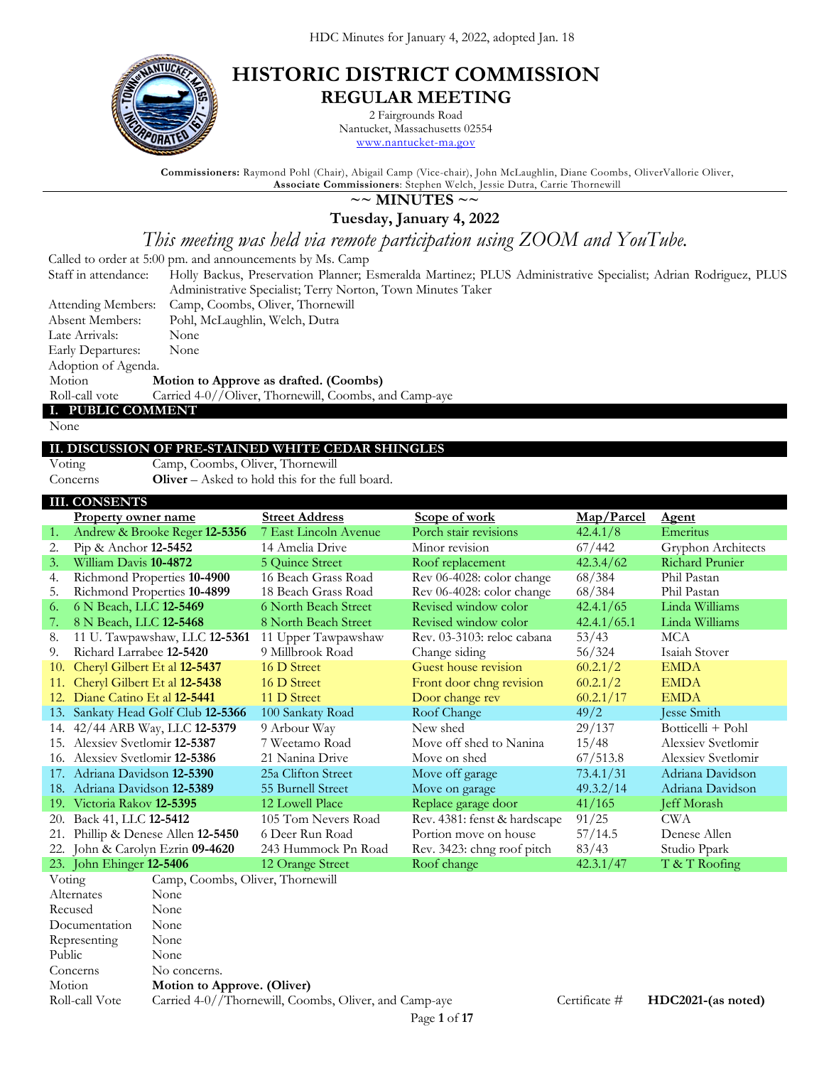# HISTORIC DISTRICT COMMISSION

## REGULAR MEETING

2 Fairgrounds Road
Nantucket, Massachusetts 02554
www.nantucket-ma.gov

**Commissioners:** Raymond Pohl (Chair), Abigail Camp (Vice-chair), John McLaughlin, Diane Coombs, OliverVallorie Oliver,
**Associate Commissioners**: Stephen Welch, Jessie Dutra, Carrie Thornewill

**~~ MINUTES ~~**

**Tuesday, January 4, 2022**

*This meeting was held via remote participation using ZOOM and YouTube.*

Called to order at 5:00 pm. and announcements by Ms. Camp

| | |
|---|---|
| Staff in attendance: | Holly Backus, Preservation Planner; Esmeralda Martinez; PLUS Administrative Specialist; Adrian Rodriguez, PLUS Administrative Specialist; Terry Norton, Town Minutes Taker |
| Attending Members: | Camp, Coombs, Oliver, Thornewill |
| Absent Members: | Pohl, McLaughlin, Welch, Dutra |
| Late Arrivals: | None |
| Early Departures: | None |

Adoption of Agenda.

| | |
|---|---|
| Motion | **Motion to Approve as drafted. (Coombs)** |
| Roll-call vote | Carried 4-0//Oliver, Thornewill, Coombs, and Camp-aye |

## I. PUBLIC COMMENT

None

## II. DISCUSSION OF PRE-STAINED WHITE CEDAR SHINGLES

| | |
|---|---|
| Voting | Camp, Coombs, Oliver, Thornewill |
| Concerns | **Oliver** – Asked to hold this for the full board. |

## III. CONSENTS

| | Property owner name | Street Address | Scope of work | Map/Parcel | Agent |
|---|---|---|---|---|---|
| 1. | Andrew & Brooke Reger **12-5356** | 7 East Lincoln Avenue | Porch stair revisions | 42.4.1/8 | Emeritus |
| 2. | Pip & Anchor **12-5452** | 14 Amelia Drive | Minor revision | 67/442 | Gryphon Architects |
| 3. | William Davis **10-4872** | 5 Quince Street | Roof replacement | 42.3.4/62 | Richard Prunier |
| 4. | Richmond Properties **10-4900** | 16 Beach Grass Road | Rev 06-4028: color change | 68/384 | Phil Pastan |
| 5. | Richmond Properties **10-4899** | 18 Beach Grass Road | Rev 06-4028: color change | 68/384 | Phil Pastan |
| 6. | 6 N Beach, LLC **12-5469** | 6 North Beach Street | Revised window color | 42.4.1/65 | Linda Williams |
| 7. | 8 N Beach, LLC **12-5468** | 8 North Beach Street | Revised window color | 42.4.1/65.1 | Linda Williams |
| 8. | 11 U. Tawpawshaw, LLC **12-5361** | 11 Upper Tawpawshaw | Rev. 03-3103: reloc cabana | 53/43 | MCA |
| 9. | Richard Larrabee **12-5420** | 9 Millbrook Road | Change siding | 56/324 | Isaiah Stover |
| 10. | Cheryl Gilbert Et al **12-5437** | 16 D Street | Guest house revision | 60.2.1/2 | EMDA |
| 11. | Cheryl Gilbert Et al **12-5438** | 16 D Street | Front door chng revision | 60.2.1/2 | EMDA |
| 12. | Diane Catino Et al **12-5441** | 11 D Street | Door change rev | 60.2.1/17 | EMDA |
| 13. | Sankaty Head Golf Club **12-5366** | 100 Sankaty Road | Roof Change | 49/2 | Jesse Smith |
| 14. | 42/44 ARB Way, LLC **12-5379** | 9 Arbour Way | New shed | 29/137 | Botticelli + Pohl |
| 15. | Alexsiev Svetlomir **12-5387** | 7 Weetamo Road | Move off shed to Nanina | 15/48 | Alexsiev Svetlomir |
| 16. | Alexsiev Svetlomir **12-5386** | 21 Nanina Drive | Move on shed | 67/513.8 | Alexsiev Svetlomir |
| 17. | Adriana Davidson **12-5390** | 25a Clifton Street | Move off garage | 73.4.1/31 | Adriana Davidson |
| 18. | Adriana Davidson **12-5389** | 55 Burnell Street | Move on garage | 49.3.2/14 | Adriana Davidson |
| 19. | Victoria Rakov **12-5395** | 12 Lowell Place | Replace garage door | 41/165 | Jeff Morash |
| 20. | Back 41, LLC **12-5412** | 105 Tom Nevers Road | Rev. 4381: fenst & hardscape | 91/25 | CWA |
| 21. | Phillip & Denese Allen **12-5450** | 6 Deer Run Road | Portion move on house | 57/14.5 | Denese Allen |
| 22. | John & Carolyn Ezrin **09-4620** | 243 Hummock Pn Road | Rev. 3423: chng roof pitch | 83/43 | Studio Ppark |
| 23. | John Ehinger **12-5406** | 12 Orange Street | Roof change | 42.3.1/47 | T & T Roofing |

| | | | |
|---|---|---|---|
| Voting | Camp, Coombs, Oliver, Thornewill | | |
| Alternates | None | | |
| Recused | None | | |
| Documentation | None | | |
| Representing | None | | |
| Public | None | | |
| Concerns | No concerns. | | |
| Motion | **Motion to Approve. (Oliver)** | | |
| Roll-call Vote | Carried 4-0//Thornewill, Coombs, Oliver, and Camp-aye | Certificate # | **HDC2021-(as noted)** |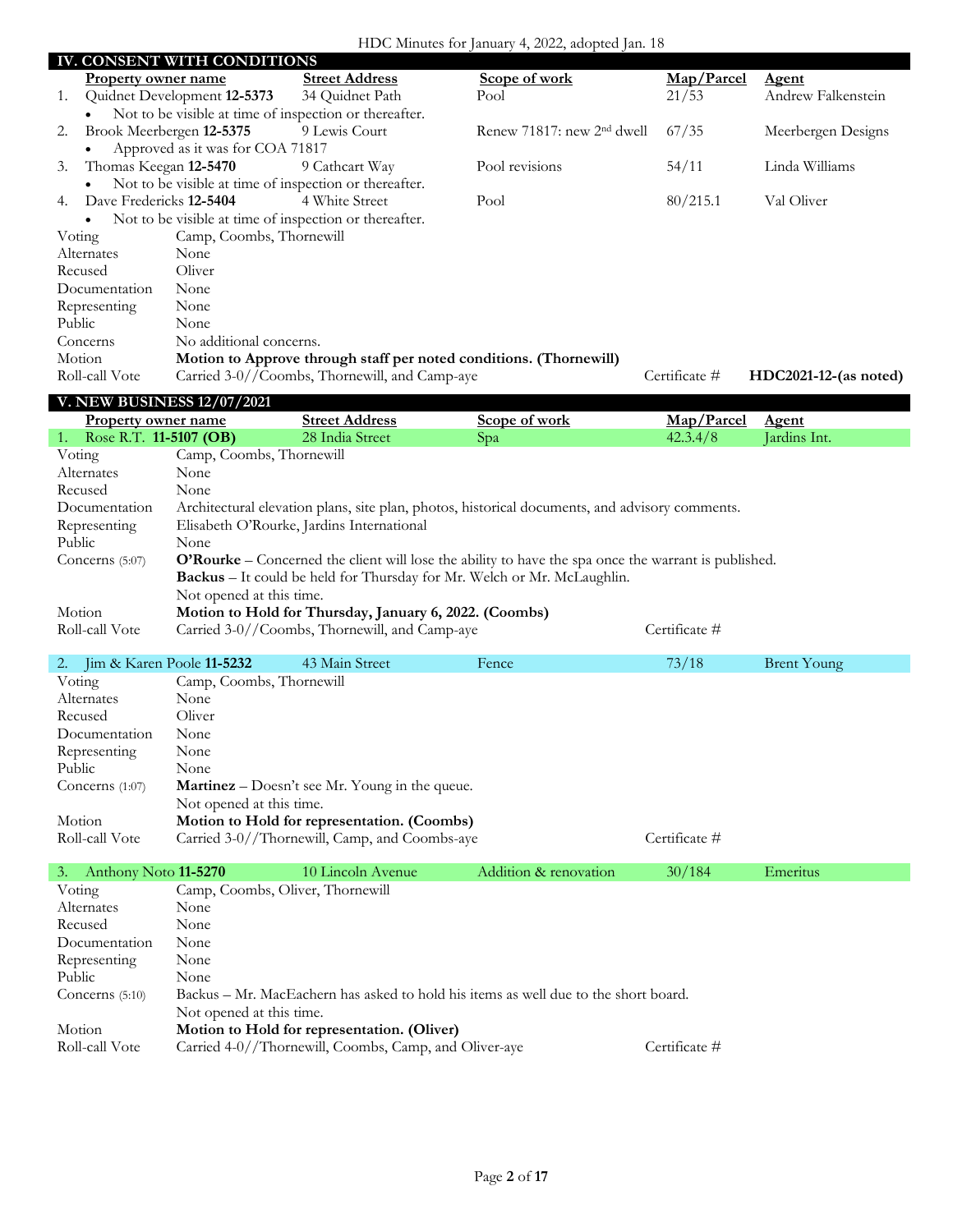## IV. CONSENT WITH CONDITIONS

| | Property owner name | Street Address | Scope of work | Map/Parcel | Agent |
|---|---|---|---|---|---|
| 1. | Quidnet Development **12-5373** | 34 Quidnet Path | Pool | 21/53 | Andrew Falkenstein |

- Not to be visible at time of inspection or thereafter.

| | | | | | |
|---|---|---|---|---|---|
| 2. | Brook Meerbergen **12-5375** | 9 Lewis Court | Renew 71817: new 2nd dwell | 67/35 | Meerbergen Designs |

- Approved as it was for COA 71817

| | | | | | |
|---|---|---|---|---|---|
| 3. | Thomas Keegan **12-5470** | 9 Cathcart Way | Pool revisions | 54/11 | Linda Williams |

- Not to be visible at time of inspection or thereafter.

| | | | | | |
|---|---|---|---|---|---|
| 4. | Dave Fredericks **12-5404** | 4 White Street | Pool | 80/215.1 | Val Oliver |

- Not to be visible at time of inspection or thereafter.

| | |
|---|---|
| Voting | Camp, Coombs, Thornewill |
| Alternates | None |
| Recused | Oliver |
| Documentation | None |
| Representing | None |
| Public | None |
| Concerns | No additional concerns. |
| Motion | **Motion to Approve through staff per noted conditions. (Thornewill)** |
| Roll-call Vote | Carried 3-0//Coombs, Thornewill, and Camp-aye — Certificate # **HDC2021-12-(as noted)** |

## V. NEW BUSINESS 12/07/2021

| | Property owner name | Street Address | Scope of work | Map/Parcel | Agent |
|---|---|---|---|---|---|
| 1. | Rose R.T. **11-5107 (OB)** | 28 India Street | Spa | 42.3.4/8 | Jardins Int. |

| | |
|---|---|
| Voting | Camp, Coombs, Thornewill |
| Alternates | None |
| Recused | None |
| Documentation | Architectural elevation plans, site plan, photos, historical documents, and advisory comments. |
| Representing | Elisabeth O'Rourke, Jardins International |
| Public | None |
| Concerns (5:07) | **O'Rourke** – Concerned the client will lose the ability to have the spa once the warrant is published.<br>**Backus** – It could be held for Thursday for Mr. Welch or Mr. McLaughlin.<br>Not opened at this time. |
| Motion | **Motion to Hold for Thursday, January 6, 2022. (Coombs)** |
| Roll-call Vote | Carried 3-0//Coombs, Thornewill, and Camp-aye — Certificate # |

| | | | | | |
|---|---|---|---|---|---|
| 2. | Jim & Karen Poole **11-5232** | 43 Main Street | Fence | 73/18 | Brent Young |

| | |
|---|---|
| Voting | Camp, Coombs, Thornewill |
| Alternates | None |
| Recused | Oliver |
| Documentation | None |
| Representing | None |
| Public | None |
| Concerns (1:07) | **Martinez** – Doesn't see Mr. Young in the queue.<br>Not opened at this time. |
| Motion | **Motion to Hold for representation. (Coombs)** |
| Roll-call Vote | Carried 3-0//Thornewill, Camp, and Coombs-aye — Certificate # |

| | | | | | |
|---|---|---|---|---|---|
| 3. | Anthony Noto **11-5270** | 10 Lincoln Avenue | Addition & renovation | 30/184 | Emeritus |

| | |
|---|---|
| Voting | Camp, Coombs, Oliver, Thornewill |
| Alternates | None |
| Recused | None |
| Documentation | None |
| Representing | None |
| Public | None |
| Concerns (5:10) | Backus – Mr. MacEachern has asked to hold his items as well due to the short board.<br>Not opened at this time. |
| Motion | **Motion to Hold for representation. (Oliver)** |
| Roll-call Vote | Carried 4-0//Thornewill, Coombs, Camp, and Oliver-aye — Certificate # |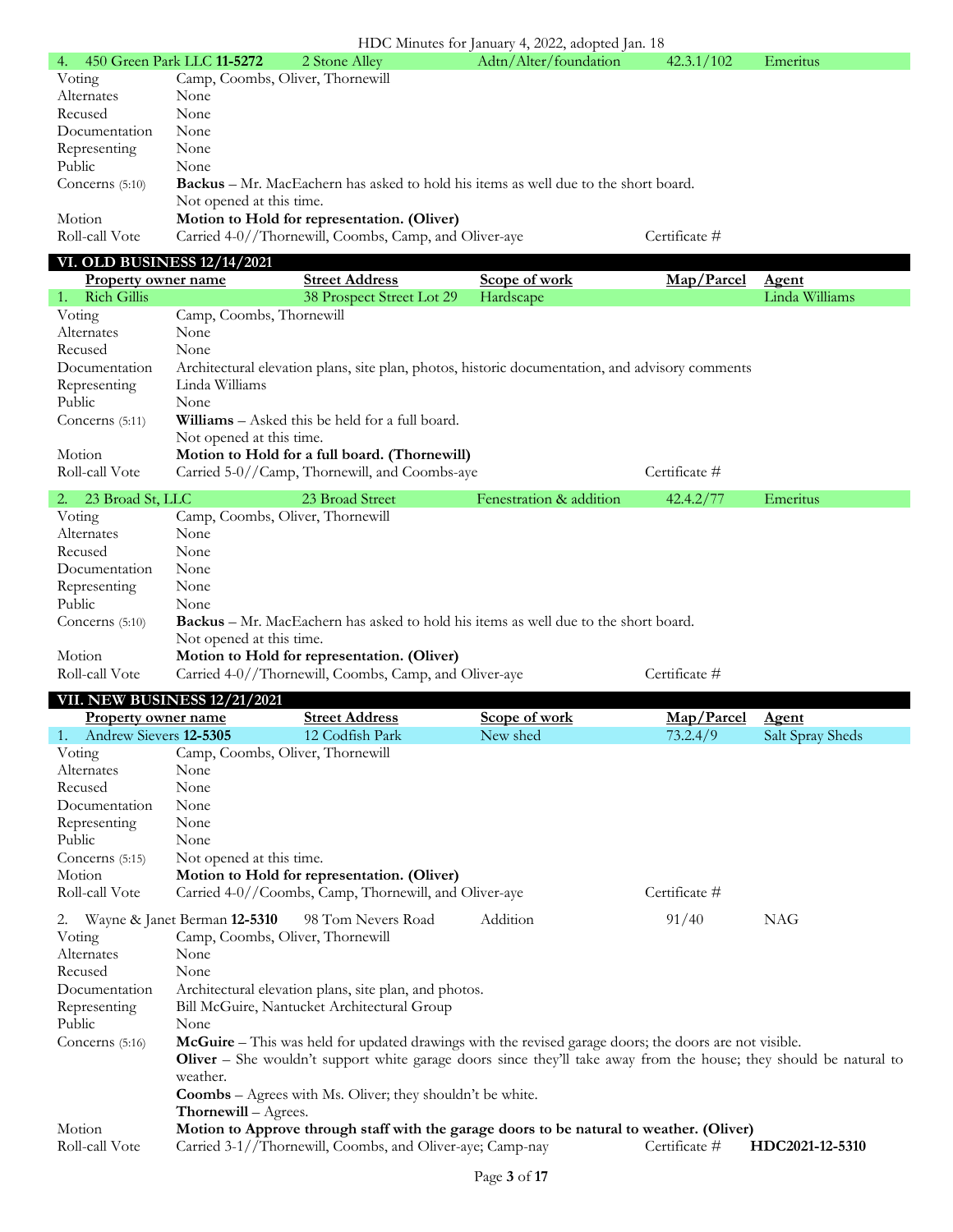| 4. 450 Green Park LLC **11-5272** | 2 Stone Alley | Adtn/Alter/foundation | 42.3.1/102 | Emeritus |
|---|---|---|---|---|

| | |
|---|---|
| Voting | Camp, Coombs, Oliver, Thornewill |
| Alternates | None |
| Recused | None |
| Documentation | None |
| Representing | None |
| Public | None |
| Concerns (5:10) | **Backus** – Mr. MacEachern has asked to hold his items as well due to the short board. Not opened at this time. |
| Motion | **Motion to Hold for representation. (Oliver)** |
| Roll-call Vote | Carried 4-0//Thornewill, Coombs, Camp, and Oliver-aye — Certificate # |

## VI. OLD BUSINESS 12/14/2021

| Property owner name | Street Address | Scope of work | Map/Parcel | Agent |
|---|---|---|---|---|
| 1. Rich Gillis | 38 Prospect Street Lot 29 | Hardscape | | Linda Williams |

| | |
|---|---|
| Voting | Camp, Coombs, Thornewill |
| Alternates | None |
| Recused | None |
| Documentation | Architectural elevation plans, site plan, photos, historic documentation, and advisory comments |
| Representing | Linda Williams |
| Public | None |
| Concerns (5:11) | **Williams** – Asked this be held for a full board. Not opened at this time. |
| Motion | **Motion to Hold for a full board. (Thornewill)** |
| Roll-call Vote | Carried 5-0//Camp, Thornewill, and Coombs-aye — Certificate # |

| 2. 23 Broad St, LLC | 23 Broad Street | Fenestration & addition | 42.4.2/77 | Emeritus |
|---|---|---|---|---|

| | |
|---|---|
| Voting | Camp, Coombs, Oliver, Thornewill |
| Alternates | None |
| Recused | None |
| Documentation | None |
| Representing | None |
| Public | None |
| Concerns (5:10) | **Backus** – Mr. MacEachern has asked to hold his items as well due to the short board. Not opened at this time. |
| Motion | **Motion to Hold for representation. (Oliver)** |
| Roll-call Vote | Carried 4-0//Thornewill, Coombs, Camp, and Oliver-aye — Certificate # |

## VII. NEW BUSINESS 12/21/2021

| Property owner name | Street Address | Scope of work | Map/Parcel | Agent |
|---|---|---|---|---|
| 1. Andrew Sievers **12-5305** | 12 Codfish Park | New shed | 73.2.4/9 | Salt Spray Sheds |

| | |
|---|---|
| Voting | Camp, Coombs, Oliver, Thornewill |
| Alternates | None |
| Recused | None |
| Documentation | None |
| Representing | None |
| Public | None |
| Concerns (5:15) | Not opened at this time. |
| Motion | **Motion to Hold for representation. (Oliver)** |
| Roll-call Vote | Carried 4-0//Coombs, Camp, Thornewill, and Oliver-aye — Certificate # |

| 2. Wayne & Janet Berman **12-5310** | 98 Tom Nevers Road | Addition | 91/40 | NAG |
|---|---|---|---|---|

| | |
|---|---|
| Voting | Camp, Coombs, Oliver, Thornewill |
| Alternates | None |
| Recused | None |
| Documentation | Architectural elevation plans, site plan, and photos. |
| Representing | Bill McGuire, Nantucket Architectural Group |
| Public | None |
| Concerns (5:16) | **McGuire** – This was held for updated drawings with the revised garage doors; the doors are not visible. **Oliver** – She wouldn't support white garage doors since they'll take away from the house; they should be natural to weather. **Coombs** – Agrees with Ms. Oliver; they shouldn't be white. **Thornewill** – Agrees. |
| Motion | **Motion to Approve through staff with the garage doors to be natural to weather. (Oliver)** |
| Roll-call Vote | Carried 3-1//Thornewill, Coombs, and Oliver-aye; Camp-nay — Certificate # **HDC2021-12-5310** |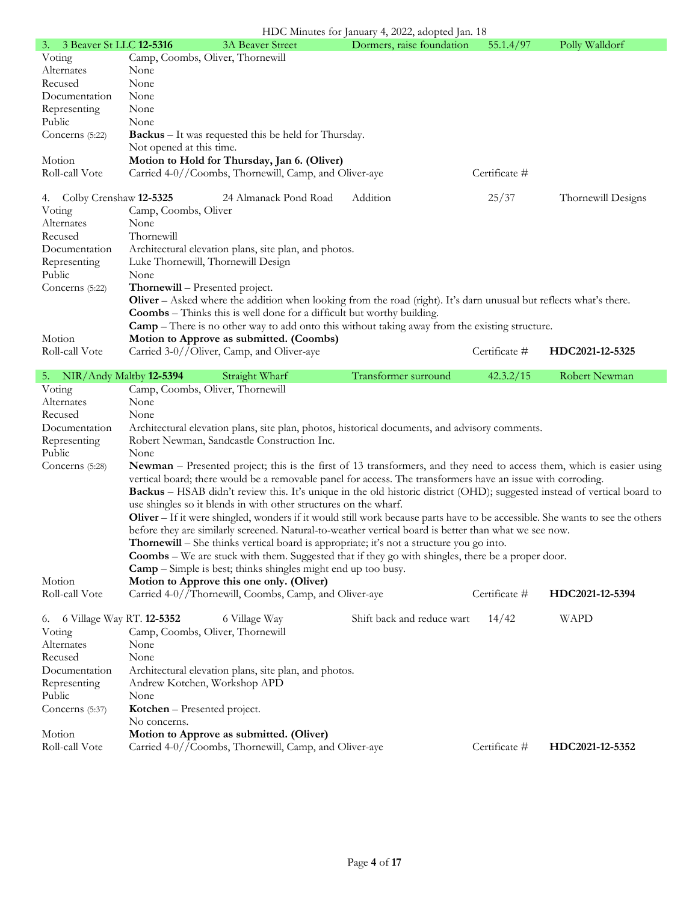| 3. 3 Beaver St LLC **12-5316** | 3A Beaver Street | Dormers, raise foundation | 55.1.4/97 | Polly Walldorf |
|---|---|---|---|---|
| Voting | Camp, Coombs, Oliver, Thornewill | | | |
| Alternates | None | | | |
| Recused | None | | | |
| Documentation | None | | | |
| Representing | None | | | |
| Public | None | | | |
| Concerns (5:22) | **Backus** – It was requested this be held for Thursday.<br>Not opened at this time. | | | |
| Motion | **Motion to Hold for Thursday, Jan 6. (Oliver)** | | | |
| Roll-call Vote | Carried 4-0//Coombs, Thornewill, Camp, and Oliver-aye | | Certificate # | |

| 4. Colby Crenshaw **12-5325** | 24 Almanack Pond Road | Addition | 25/37 | Thornewill Designs |
|---|---|---|---|---|
| Voting | Camp, Coombs, Oliver | | | |
| Alternates | None | | | |
| Recused | Thornewill | | | |
| Documentation | Architectural elevation plans, site plan, and photos. | | | |
| Representing | Luke Thornewill, Thornewill Design | | | |
| Public | None | | | |
| Concerns (5:22) | **Thornewill** – Presented project.<br>**Oliver** – Asked where the addition when looking from the road (right). It's darn unusual but reflects what's there.<br>**Coombs** – Thinks this is well done for a difficult but worthy building.<br>**Camp** – There is no other way to add onto this without taking away from the existing structure. | | | |
| Motion | **Motion to Approve as submitted. (Coombs)** | | | |
| Roll-call Vote | Carried 3-0//Oliver, Camp, and Oliver-aye | | Certificate # | **HDC2021-12-5325** |

| 5. NIR/Andy Maltby **12-5394** | Straight Wharf | Transformer surround | 42.3.2/15 | Robert Newman |
|---|---|---|---|---|
| Voting | Camp, Coombs, Oliver, Thornewill | | | |
| Alternates | None | | | |
| Recused | None | | | |
| Documentation | Architectural elevation plans, site plan, photos, historical documents, and advisory comments. | | | |
| Representing | Robert Newman, Sandcastle Construction Inc. | | | |
| Public | None | | | |
| Concerns (5:28) | **Newman** – Presented project; this is the first of 13 transformers, and they need to access them, which is easier using vertical board; there would be a removable panel for access. The transformers have an issue with corroding.<br>**Backus** – HSAB didn't review this. It's unique in the old historic district (OHD); suggested instead of vertical board to use shingles so it blends in with other structures on the wharf.<br>**Oliver** – If it were shingled, wonders if it would still work because parts have to be accessible. She wants to see the others before they are similarly screened. Natural-to-weather vertical board is better than what we see now.<br>**Thornewill** – She thinks vertical board is appropriate; it's not a structure you go into.<br>**Coombs** – We are stuck with them. Suggested that if they go with shingles, there be a proper door.<br>**Camp** – Simple is best; thinks shingles might end up too busy. | | | |
| Motion | **Motion to Approve this one only. (Oliver)** | | | |
| Roll-call Vote | Carried 4-0//Thornewill, Coombs, Camp, and Oliver-aye | | Certificate # | **HDC2021-12-5394** |

| 6. 6 Village Way RT. **12-5352** | 6 Village Way | Shift back and reduce wart | 14/42 | WAPD |
|---|---|---|---|---|
| Voting | Camp, Coombs, Oliver, Thornewill | | | |
| Alternates | None | | | |
| Recused | None | | | |
| Documentation | Architectural elevation plans, site plan, and photos. | | | |
| Representing | Andrew Kotchen, Workshop APD | | | |
| Public | None | | | |
| Concerns (5:37) | **Kotchen** – Presented project.<br>No concerns. | | | |
| Motion | **Motion to Approve as submitted. (Oliver)** | | | |
| Roll-call Vote | Carried 4-0//Coombs, Thornewill, Camp, and Oliver-aye | | Certificate # | **HDC2021-12-5352** |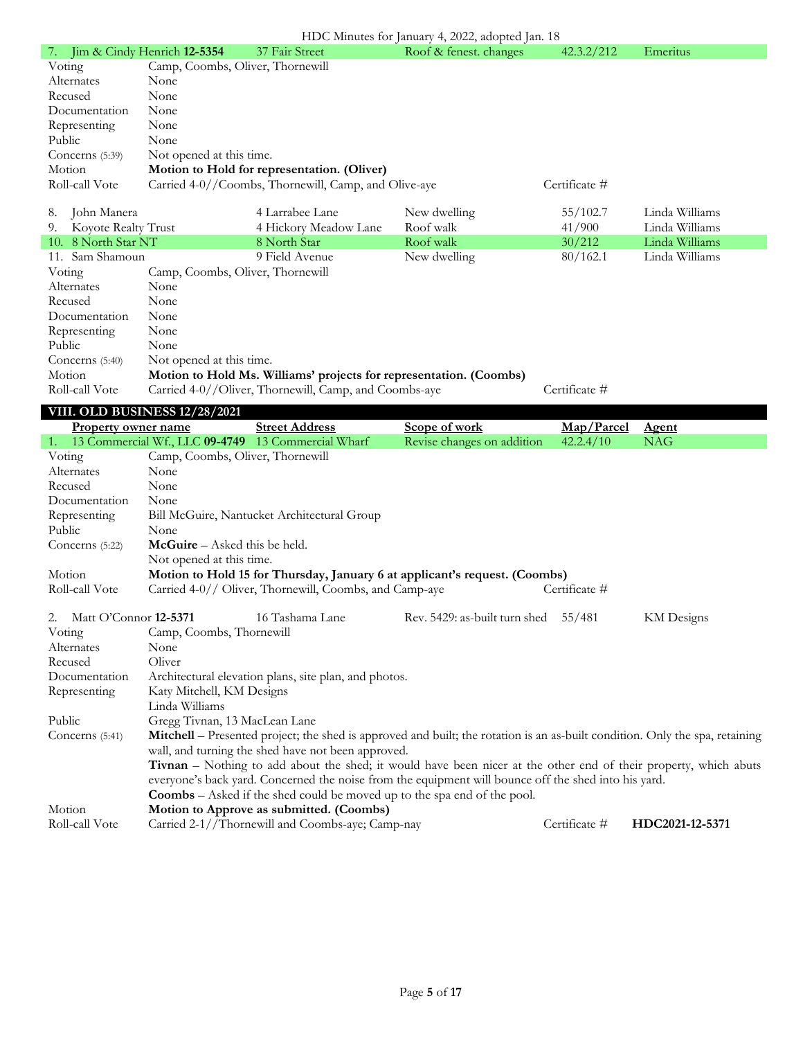| 7. Jim & Cindy Henrich **12-5354** | 37 Fair Street | Roof & fenest. changes | 42.3.2/212 | Emeritus |
|---|---|---|---|---|

| | |
|---|---|
| Voting | Camp, Coombs, Oliver, Thornewill |
| Alternates | None |
| Recused | None |
| Documentation | None |
| Representing | None |
| Public | None |
| Concerns (5:39) | Not opened at this time. |
| Motion | **Motion to Hold for representation. (Oliver)** |
| Roll-call Vote | Carried 4-0//Coombs, Thornewill, Camp, and Olive-aye — Certificate # |

| | | | | |
|---|---|---|---|---|
| 8. John Manera | 4 Larrabee Lane | New dwelling | 55/102.7 | Linda Williams |
| 9. Koyote Realty Trust | 4 Hickory Meadow Lane | Roof walk | 41/900 | Linda Williams |
| 10. 8 North Star NT | 8 North Star | Roof walk | 30/212 | Linda Williams |
| 11. Sam Shamoun | 9 Field Avenue | New dwelling | 80/162.1 | Linda Williams |

| | |
|---|---|
| Voting | Camp, Coombs, Oliver, Thornewill |
| Alternates | None |
| Recused | None |
| Documentation | None |
| Representing | None |
| Public | None |
| Concerns (5:40) | Not opened at this time. |
| Motion | **Motion to Hold Ms. Williams' projects for representation. (Coombs)** |
| Roll-call Vote | Carried 4-0//Oliver, Thornewill, Camp, and Coombs-aye — Certificate # |

## VIII. OLD BUSINESS 12/28/2021

| Property owner name | Street Address | Scope of work | Map/Parcel | Agent |
|---|---|---|---|---|
| 1. 13 Commercial Wf., LLC **09-4749** | 13 Commercial Wharf | Revise changes on addition | 42.2.4/10 | NAG |

| | |
|---|---|
| Voting | Camp, Coombs, Oliver, Thornewill |
| Alternates | None |
| Recused | None |
| Documentation | None |
| Representing | Bill McGuire, Nantucket Architectural Group |
| Public | None |
| Concerns (5:22) | **McGuire** – Asked this be held.<br>Not opened at this time. |
| Motion | **Motion to Hold 15 for Thursday, January 6 at applicant's request. (Coombs)** |
| Roll-call Vote | Carried 4-0// Oliver, Thornewill, Coombs, and Camp-aye — Certificate # |

| | | | | |
|---|---|---|---|---|
| 2. Matt O'Connor **12-5371** | 16 Tashama Lane | Rev. 5429: as-built turn shed | 55/481 | KM Designs |

| | |
|---|---|
| Voting | Camp, Coombs, Thornewill |
| Alternates | None |
| Recused | Oliver |
| Documentation | Architectural elevation plans, site plan, and photos. |
| Representing | Katy Mitchell, KM Designs<br>Linda Williams |
| Public | Gregg Tivnan, 13 MacLean Lane |
| Concerns (5:41) | **Mitchell** – Presented project; the shed is approved and built; the rotation is an as-built condition. Only the spa, retaining wall, and turning the shed have not been approved.<br>**Tivnan** – Nothing to add about the shed; it would have been nicer at the other end of their property, which abuts everyone's back yard. Concerned the noise from the equipment will bounce off the shed into his yard.<br>**Coombs** – Asked if the shed could be moved up to the spa end of the pool. |
| Motion | **Motion to Approve as submitted. (Coombs)** |
| Roll-call Vote | Carried 2-1//Thornewill and Coombs-aye; Camp-nay — Certificate # **HDC2021-12-5371** |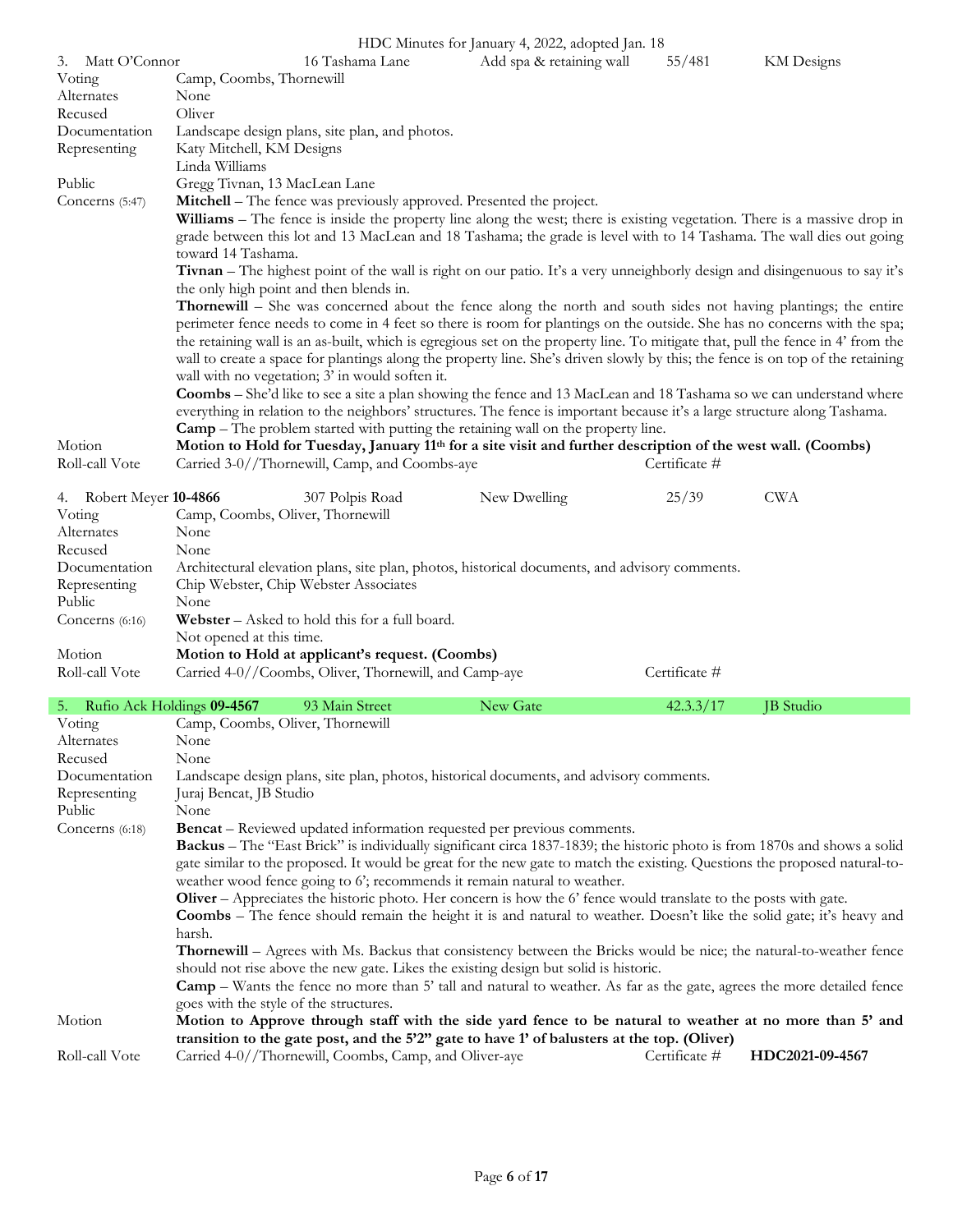HDC Minutes for January 4, 2022, adopted Jan. 18

| 3. Matt O'Connor | 16 Tashama Lane | Add spa & retaining wall | 55/481 | KM Designs |
|---|---|---|---|---|

| | |
|---|---|
| Voting | Camp, Coombs, Thornewill |
| Alternates | None |
| Recused | Oliver |
| Documentation | Landscape design plans, site plan, and photos. |
| Representing | Katy Mitchell, KM Designs<br>Linda Williams |
| Public | Gregg Tivnan, 13 MacLean Lane |
| Concerns (5:47) | **Mitchell** – The fence was previously approved. Presented the project.<br>**Williams** – The fence is inside the property line along the west; there is existing vegetation. There is a massive drop in grade between this lot and 13 MacLean and 18 Tashama; the grade is level with to 14 Tashama. The wall dies out going toward 14 Tashama.<br>**Tivnan** – The highest point of the wall is right on our patio. It's a very unneighborly design and disingenuous to say it's the only high point and then blends in.<br>**Thornewill** – She was concerned about the fence along the north and south sides not having plantings; the entire perimeter fence needs to come in 4 feet so there is room for plantings on the outside. She has no concerns with the spa; the retaining wall is an as-built, which is egregious set on the property line. To mitigate that, pull the fence in 4' from the wall to create a space for plantings along the property line. She's driven slowly by this; the fence is on top of the retaining wall with no vegetation; 3' in would soften it.<br>**Coombs** – She'd like to see a site a plan showing the fence and 13 MacLean and 18 Tashama so we can understand where everything in relation to the neighbors' structures. The fence is important because it's a large structure along Tashama.<br>**Camp** – The problem started with putting the retaining wall on the property line. |
| Motion | **Motion to Hold for Tuesday, January 11th for a site visit and further description of the west wall. (Coombs)** |
| Roll-call Vote | Carried 3-0//Thornewill, Camp, and Coombs-aye — Certificate # |

| 4. Robert Meyer **10-4866** | 307 Polpis Road | New Dwelling | 25/39 | CWA |
|---|---|---|---|---|

| | |
|---|---|
| Voting | Camp, Coombs, Oliver, Thornewill |
| Alternates | None |
| Recused | None |
| Documentation | Architectural elevation plans, site plan, photos, historical documents, and advisory comments. |
| Representing | Chip Webster, Chip Webster Associates |
| Public | None |
| Concerns (6:16) | **Webster** – Asked to hold this for a full board.<br>Not opened at this time. |
| Motion | **Motion to Hold at applicant's request. (Coombs)** |
| Roll-call Vote | Carried 4-0//Coombs, Oliver, Thornewill, and Camp-aye — Certificate # |

| 5. Rufio Ack Holdings **09-4567** | 93 Main Street | New Gate | 42.3.3/17 | JB Studio |
|---|---|---|---|---|

| | |
|---|---|
| Voting | Camp, Coombs, Oliver, Thornewill |
| Alternates | None |
| Recused | None |
| Documentation | Landscape design plans, site plan, photos, historical documents, and advisory comments. |
| Representing | Juraj Bencat, JB Studio |
| Public | None |
| Concerns (6:18) | **Bencat** – Reviewed updated information requested per previous comments.<br>**Backus** – The "East Brick" is individually significant circa 1837-1839; the historic photo is from 1870s and shows a solid gate similar to the proposed. It would be great for the new gate to match the existing. Questions the proposed natural-to-weather wood fence going to 6'; recommends it remain natural to weather.<br>**Oliver** – Appreciates the historic photo. Her concern is how the 6' fence would translate to the posts with gate.<br>**Coombs** – The fence should remain the height it is and natural to weather. Doesn't like the solid gate; it's heavy and harsh.<br>**Thornewill** – Agrees with Ms. Backus that consistency between the Bricks would be nice; the natural-to-weather fence should not rise above the new gate. Likes the existing design but solid is historic.<br>**Camp** – Wants the fence no more than 5' tall and natural to weather. As far as the gate, agrees the more detailed fence goes with the style of the structures. |
| Motion | **Motion to Approve through staff with the side yard fence to be natural to weather at no more than 5' and transition to the gate post, and the 5'2" gate to have 1' of balusters at the top. (Oliver)** |
| Roll-call Vote | Carried 4-0//Thornewill, Coombs, Camp, and Oliver-aye — Certificate # **HDC2021-09-4567** |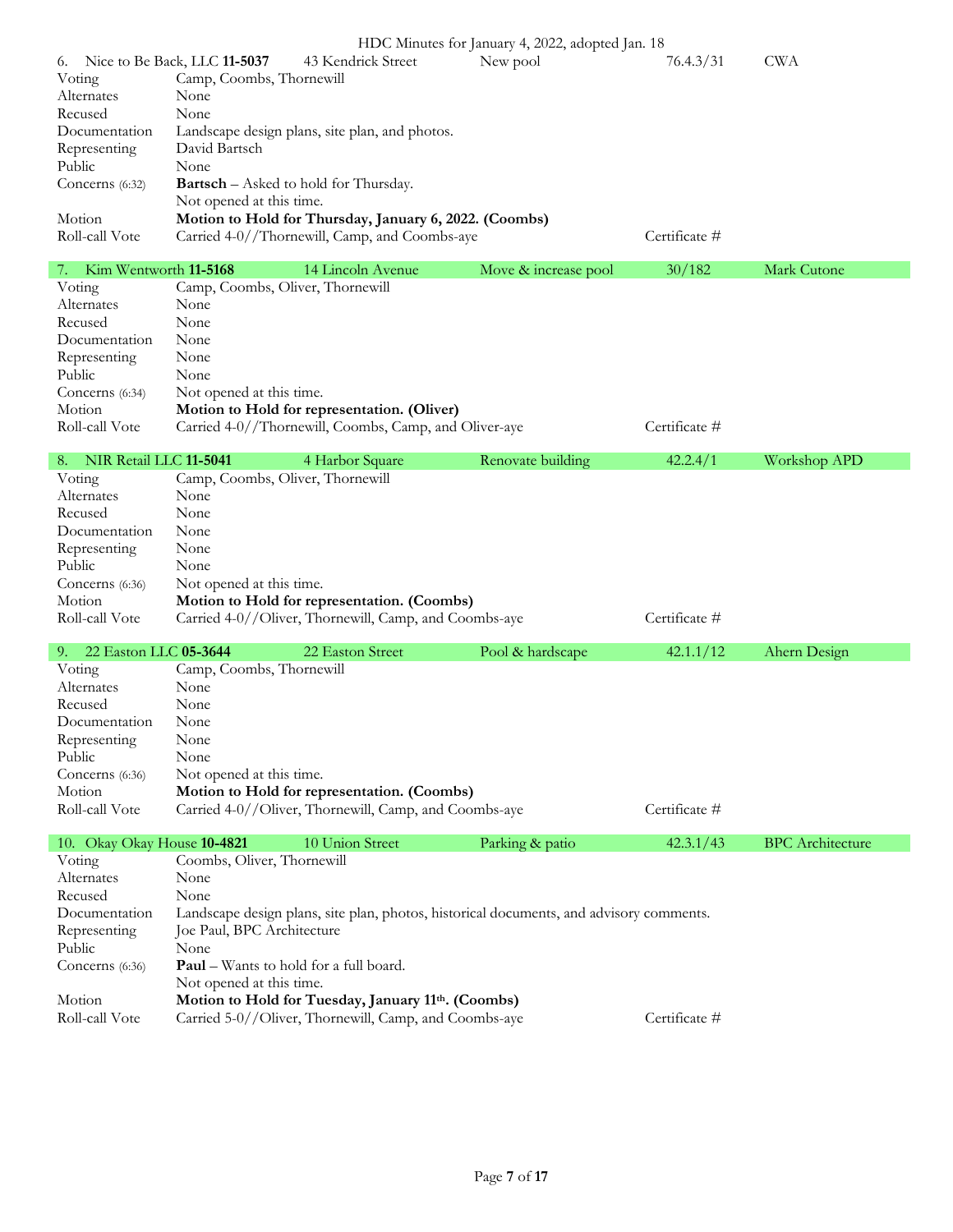| 6. Nice to Be Back, LLC **11-5037** | 43 Kendrick Street | New pool | 76.4.3/31 | CWA |
|---|---|---|---|---|
| Voting | Camp, Coombs, Thornewill | | | |
| Alternates | None | | | |
| Recused | None | | | |
| Documentation | Landscape design plans, site plan, and photos. | | | |
| Representing | David Bartsch | | | |
| Public | None | | | |
| Concerns (6:32) | **Bartsch** – Asked to hold for Thursday. Not opened at this time. | | | |
| Motion | **Motion to Hold for Thursday, January 6, 2022. (Coombs)** | | | |
| Roll-call Vote | Carried 4-0//Thornewill, Camp, and Coombs-aye | | Certificate # | |

| 7. Kim Wentworth **11-5168** | 14 Lincoln Avenue | Move & increase pool | 30/182 | Mark Cutone |
|---|---|---|---|---|
| Voting | Camp, Coombs, Oliver, Thornewill | | | |
| Alternates | None | | | |
| Recused | None | | | |
| Documentation | None | | | |
| Representing | None | | | |
| Public | None | | | |
| Concerns (6:34) | Not opened at this time. | | | |
| Motion | **Motion to Hold for representation. (Oliver)** | | | |
| Roll-call Vote | Carried 4-0//Thornewill, Coombs, Camp, and Oliver-aye | | Certificate # | |

| 8. NIR Retail LLC **11-5041** | 4 Harbor Square | Renovate building | 42.2.4/1 | Workshop APD |
|---|---|---|---|---|
| Voting | Camp, Coombs, Oliver, Thornewill | | | |
| Alternates | None | | | |
| Recused | None | | | |
| Documentation | None | | | |
| Representing | None | | | |
| Public | None | | | |
| Concerns (6:36) | Not opened at this time. | | | |
| Motion | **Motion to Hold for representation. (Coombs)** | | | |
| Roll-call Vote | Carried 4-0//Oliver, Thornewill, Camp, and Coombs-aye | | Certificate # | |

| 9. 22 Easton LLC **05-3644** | 22 Easton Street | Pool & hardscape | 42.1.1/12 | Ahern Design |
|---|---|---|---|---|
| Voting | Camp, Coombs, Thornewill | | | |
| Alternates | None | | | |
| Recused | None | | | |
| Documentation | None | | | |
| Representing | None | | | |
| Public | None | | | |
| Concerns (6:36) | Not opened at this time. | | | |
| Motion | **Motion to Hold for representation. (Coombs)** | | | |
| Roll-call Vote | Carried 4-0//Oliver, Thornewill, Camp, and Coombs-aye | | Certificate # | |

| 10. Okay Okay House **10-4821** | 10 Union Street | Parking & patio | 42.3.1/43 | BPC Architecture |
|---|---|---|---|---|
| Voting | Coombs, Oliver, Thornewill | | | |
| Alternates | None | | | |
| Recused | None | | | |
| Documentation | Landscape design plans, site plan, photos, historical documents, and advisory comments. | | | |
| Representing | Joe Paul, BPC Architecture | | | |
| Public | None | | | |
| Concerns (6:36) | **Paul** – Wants to hold for a full board. Not opened at this time. | | | |
| Motion | **Motion to Hold for Tuesday, January 11th. (Coombs)** | | | |
| Roll-call Vote | Carried 5-0//Oliver, Thornewill, Camp, and Coombs-aye | | Certificate # | |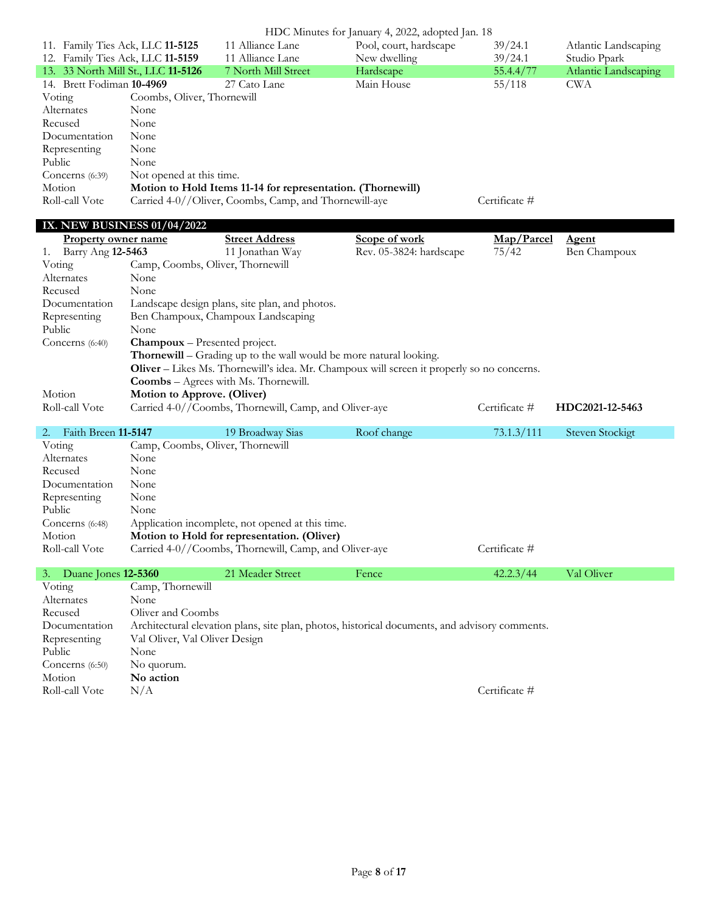| | | | | |
|---|---|---|---|---|
| 11. Family Ties Ack, LLC **11-5125** | 11 Alliance Lane | Pool, court, hardscape | 39/24.1 | Atlantic Landscaping |
| 12. Family Ties Ack, LLC **11-5159** | 11 Alliance Lane | New dwelling | 39/24.1 | Studio Ppark |
| 13. 33 North Mill St., LLC **11-5126** | 7 North Mill Street | Hardscape | 55.4.4/77 | Atlantic Landscaping |
| 14. Brett Fodiman **10-4969** | 27 Cato Lane | Main House | 55/118 | CWA |

| | |
|---|---|
| Voting | Coombs, Oliver, Thornewill |
| Alternates | None |
| Recused | None |
| Documentation | None |
| Representing | None |
| Public | None |
| Concerns (6:39) | Not opened at this time. |
| Motion | **Motion to Hold Items 11-14 for representation. (Thornewill)** |
| Roll-call Vote | Carried 4-0//Oliver, Coombs, Camp, and Thornewill-aye — Certificate # |

## IX. NEW BUSINESS 01/04/2022

| Property owner name | Street Address | Scope of work | Map/Parcel | Agent |
|---|---|---|---|---|
| 1. Barry Ang **12-5463** | 11 Jonathan Way | Rev. 05-3824: hardscape | 75/42 | Ben Champoux |

| | |
|---|---|
| Voting | Camp, Coombs, Oliver, Thornewill |
| Alternates | None |
| Recused | None |
| Documentation | Landscape design plans, site plan, and photos. |
| Representing | Ben Champoux, Champoux Landscaping |
| Public | None |
| Concerns (6:40) | **Champoux** – Presented project.<br>**Thornewill** – Grading up to the wall would be more natural looking.<br>**Oliver** – Likes Ms. Thornewill's idea. Mr. Champoux will screen it properly so no concerns.<br>**Coombs** – Agrees with Ms. Thornewill. |
| Motion | **Motion to Approve. (Oliver)** |
| Roll-call Vote | Carried 4-0//Coombs, Thornewill, Camp, and Oliver-aye — Certificate # **HDC2021-12-5463** |

| | | | | |
|---|---|---|---|---|
| 2. Faith Breen **11-5147** | 19 Broadway Sias | Roof change | 73.1.3/111 | Steven Stockigt |

| | |
|---|---|
| Voting | Camp, Coombs, Oliver, Thornewill |
| Alternates | None |
| Recused | None |
| Documentation | None |
| Representing | None |
| Public | None |
| Concerns (6:48) | Application incomplete, not opened at this time. |
| Motion | **Motion to Hold for representation. (Oliver)** |
| Roll-call Vote | Carried 4-0//Coombs, Thornewill, Camp, and Oliver-aye — Certificate # |

| | | | | |
|---|---|---|---|---|
| 3. Duane Jones **12-5360** | 21 Meader Street | Fence | 42.2.3/44 | Val Oliver |

| | |
|---|---|
| Voting | Camp, Thornewill |
| Alternates | None |
| Recused | Oliver and Coombs |
| Documentation | Architectural elevation plans, site plan, photos, historical documents, and advisory comments. |
| Representing | Val Oliver, Val Oliver Design |
| Public | None |
| Concerns (6:50) | No quorum. |
| Motion | **No action** |
| Roll-call Vote | N/A — Certificate # |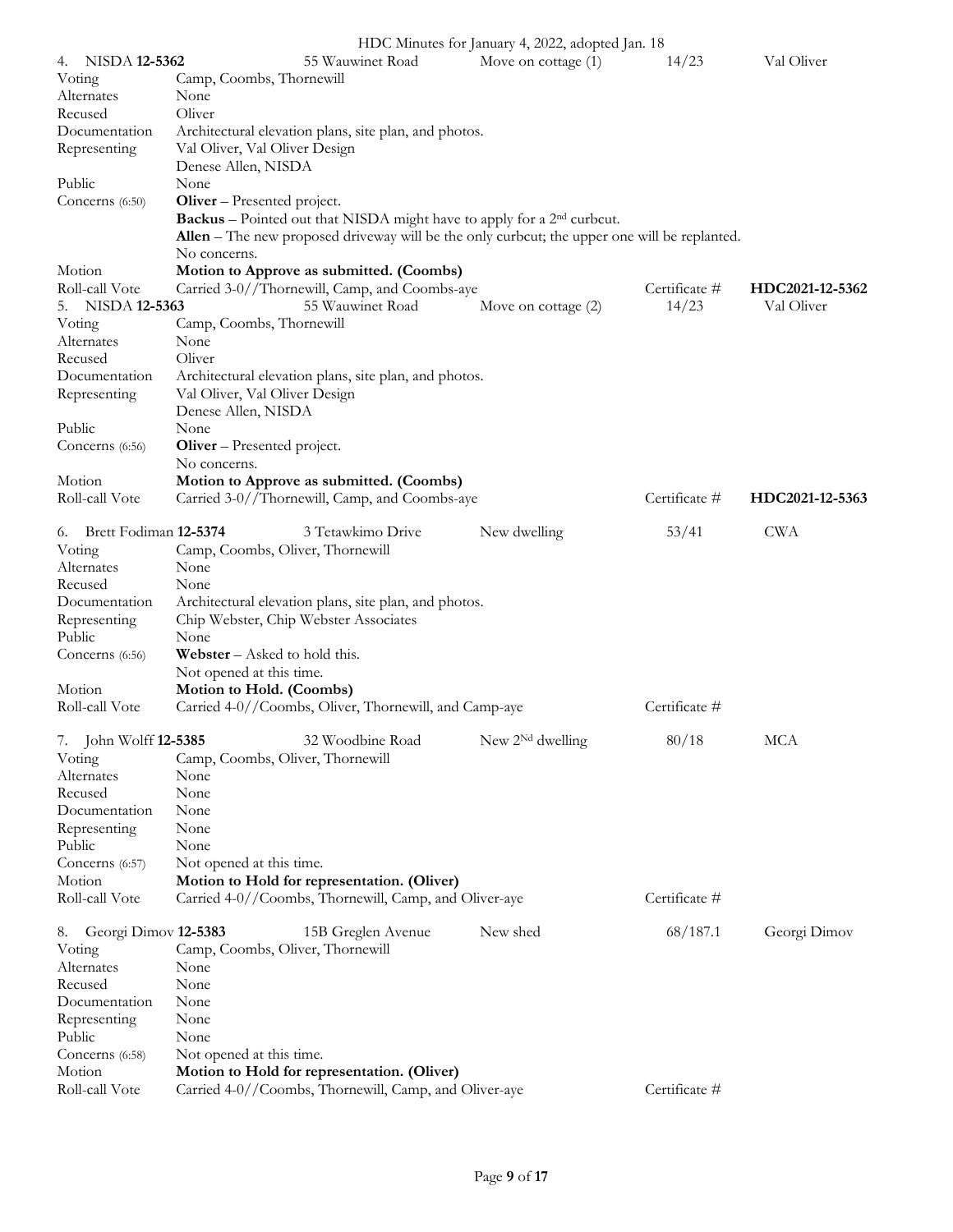| 4. NISDA **12-5362** | 55 Wauwinet Road | Move on cottage (1) | 14/23 | Val Oliver |
|---|---|---|---|---|
| Voting | Camp, Coombs, Thornewill | | | |
| Alternates | None | | | |
| Recused | Oliver | | | |
| Documentation | Architectural elevation plans, site plan, and photos. | | | |
| Representing | Val Oliver, Val Oliver Design<br>Denese Allen, NISDA | | | |
| Public | None | | | |
| Concerns (6:50) | **Oliver** – Presented project.<br>**Backus** – Pointed out that NISDA might have to apply for a 2nd curbcut.<br>**Allen** – The new proposed driveway will be the only curbcut; the upper one will be replanted.<br>No concerns. | | | |
| Motion | **Motion to Approve as submitted. (Coombs)** | | | |
| Roll-call Vote | Carried 3-0//Thornewill, Camp, and Coombs-aye | | Certificate # | **HDC2021-12-5362** |

| 5. NISDA **12-5363** | 55 Wauwinet Road | Move on cottage (2) | 14/23 | Val Oliver |
|---|---|---|---|---|
| Voting | Camp, Coombs, Thornewill | | | |
| Alternates | None | | | |
| Recused | Oliver | | | |
| Documentation | Architectural elevation plans, site plan, and photos. | | | |
| Representing | Val Oliver, Val Oliver Design<br>Denese Allen, NISDA | | | |
| Public | None | | | |
| Concerns (6:56) | **Oliver** – Presented project.<br>No concerns. | | | |
| Motion | **Motion to Approve as submitted. (Coombs)** | | | |
| Roll-call Vote | Carried 3-0//Thornewill, Camp, and Coombs-aye | | Certificate # | **HDC2021-12-5363** |

| 6. Brett Fodiman **12-5374** | 3 Tetawkimo Drive | New dwelling | 53/41 | CWA |
|---|---|---|---|---|
| Voting | Camp, Coombs, Oliver, Thornewill | | | |
| Alternates | None | | | |
| Recused | None | | | |
| Documentation | Architectural elevation plans, site plan, and photos. | | | |
| Representing | Chip Webster, Chip Webster Associates | | | |
| Public | None | | | |
| Concerns (6:56) | **Webster** – Asked to hold this.<br>Not opened at this time. | | | |
| Motion | **Motion to Hold. (Coombs)** | | | |
| Roll-call Vote | Carried 4-0//Coombs, Oliver, Thornewill, and Camp-aye | | Certificate # | |

| 7. John Wolff **12-5385** | 32 Woodbine Road | New 2Nd dwelling | 80/18 | MCA |
|---|---|---|---|---|
| Voting | Camp, Coombs, Oliver, Thornewill | | | |
| Alternates | None | | | |
| Recused | None | | | |
| Documentation | None | | | |
| Representing | None | | | |
| Public | None | | | |
| Concerns (6:57) | Not opened at this time. | | | |
| Motion | **Motion to Hold for representation. (Oliver)** | | | |
| Roll-call Vote | Carried 4-0//Coombs, Thornewill, Camp, and Oliver-aye | | Certificate # | |

| 8. Georgi Dimov **12-5383** | 15B Greglen Avenue | New shed | 68/187.1 | Georgi Dimov |
|---|---|---|---|---|
| Voting | Camp, Coombs, Oliver, Thornewill | | | |
| Alternates | None | | | |
| Recused | None | | | |
| Documentation | None | | | |
| Representing | None | | | |
| Public | None | | | |
| Concerns (6:58) | Not opened at this time. | | | |
| Motion | **Motion to Hold for representation. (Oliver)** | | | |
| Roll-call Vote | Carried 4-0//Coombs, Thornewill, Camp, and Oliver-aye | | Certificate # | |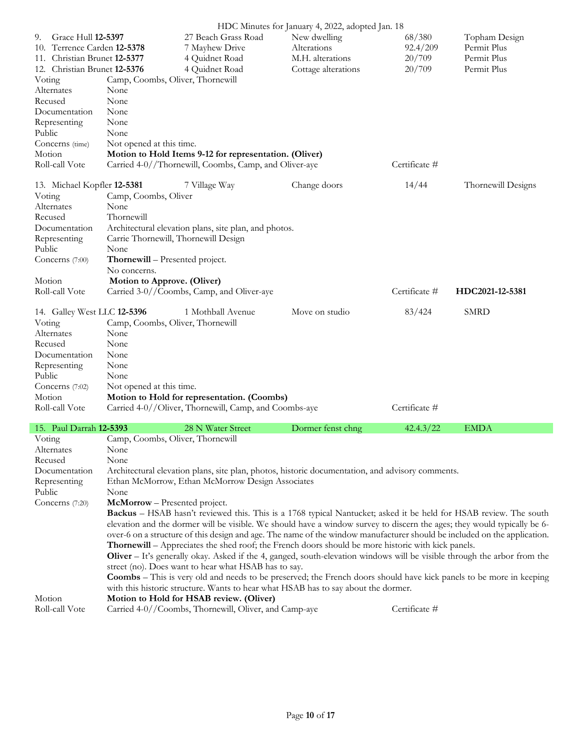| | | | | | |
|---|---|---|---|---|---|
| 9. Grace Hull **12-5397** | | 27 Beach Grass Road | New dwelling | 68/380 | Topham Design |
| 10. Terrence Carden **12-5378** | | 7 Mayhew Drive | Alterations | 92.4/209 | Permit Plus |
| 11. Christian Brunet **12-5377** | | 4 Quidnet Road | M.H. alterations | 20/709 | Permit Plus |
| 12. Christian Brunet **12-5376** | | 4 Quidnet Road | Cottage alterations | 20/709 | Permit Plus |

Voting — Camp, Coombs, Oliver, Thornewill
Alternates — None
Recused — None
Documentation — None
Representing — None
Public — None
Concerns (time) — Not opened at this time.
Motion — **Motion to Hold Items 9-12 for representation. (Oliver)**
Roll-call Vote — Carried 4-0//Thornewill, Coombs, Camp, and Oliver-aye — Certificate #

| | | | | | |
|---|---|---|---|---|---|
| 13. Michael Kopfler **12-5381** | | 7 Village Way | Change doors | 14/44 | Thornewill Designs |

Voting — Camp, Coombs, Oliver
Alternates — None
Recused — Thornewill
Documentation — Architectural elevation plans, site plan, and photos.
Representing — Carrie Thornewill, Thornewill Design
Public — None
Concerns (7:00) — **Thornewill** – Presented project.
No concerns.
Motion — **Motion to Approve. (Oliver)**
Roll-call Vote — Carried 3-0//Coombs, Camp, and Oliver-aye — Certificate # **HDC2021-12-5381**

| | | | | | |
|---|---|---|---|---|---|
| 14. Galley West LLC **12-5396** | | 1 Mothball Avenue | Move on studio | 83/424 | SMRD |

Voting — Camp, Coombs, Oliver, Thornewill
Alternates — None
Recused — None
Documentation — None
Representing — None
Public — None
Concerns (7:02) — Not opened at this time.
Motion — **Motion to Hold for representation. (Coombs)**
Roll-call Vote — Carried 4-0//Oliver, Thornewill, Camp, and Coombs-aye — Certificate #

| | | | | | |
|---|---|---|---|---|---|
| 15. Paul Darrah **12-5393** | | 28 N Water Street | Dormer fenst chng | 42.4.3/22 | EMDA |

Voting — Camp, Coombs, Oliver, Thornewill
Alternates — None
Recused — None
Documentation — Architectural elevation plans, site plan, photos, historic documentation, and advisory comments.
Representing — Ethan McMorrow, Ethan McMorrow Design Associates
Public — None
Concerns (7:20) — **McMorrow** – Presented project.
**Backus** – HSAB hasn't reviewed this. This is a 1768 typical Nantucket; asked it be held for HSAB review. The south elevation and the dormer will be visible. We should have a window survey to discern the ages; they would typically be 6-over-6 on a structure of this design and age. The name of the window manufacturer should be included on the application.
**Thornewill** – Appreciates the shed roof; the French doors should be more historic with kick panels.
**Oliver** – It's generally okay. Asked if the 4, ganged, south-elevation windows will be visible through the arbor from the street (no). Does want to hear what HSAB has to say.
**Coombs** – This is very old and needs to be preserved; the French doors should have kick panels to be more in keeping with this historic structure. Wants to hear what HSAB has to say about the dormer.
Motion — **Motion to Hold for HSAB review. (Oliver)**
Roll-call Vote — Carried 4-0//Coombs, Thornewill, Oliver, and Camp-aye — Certificate #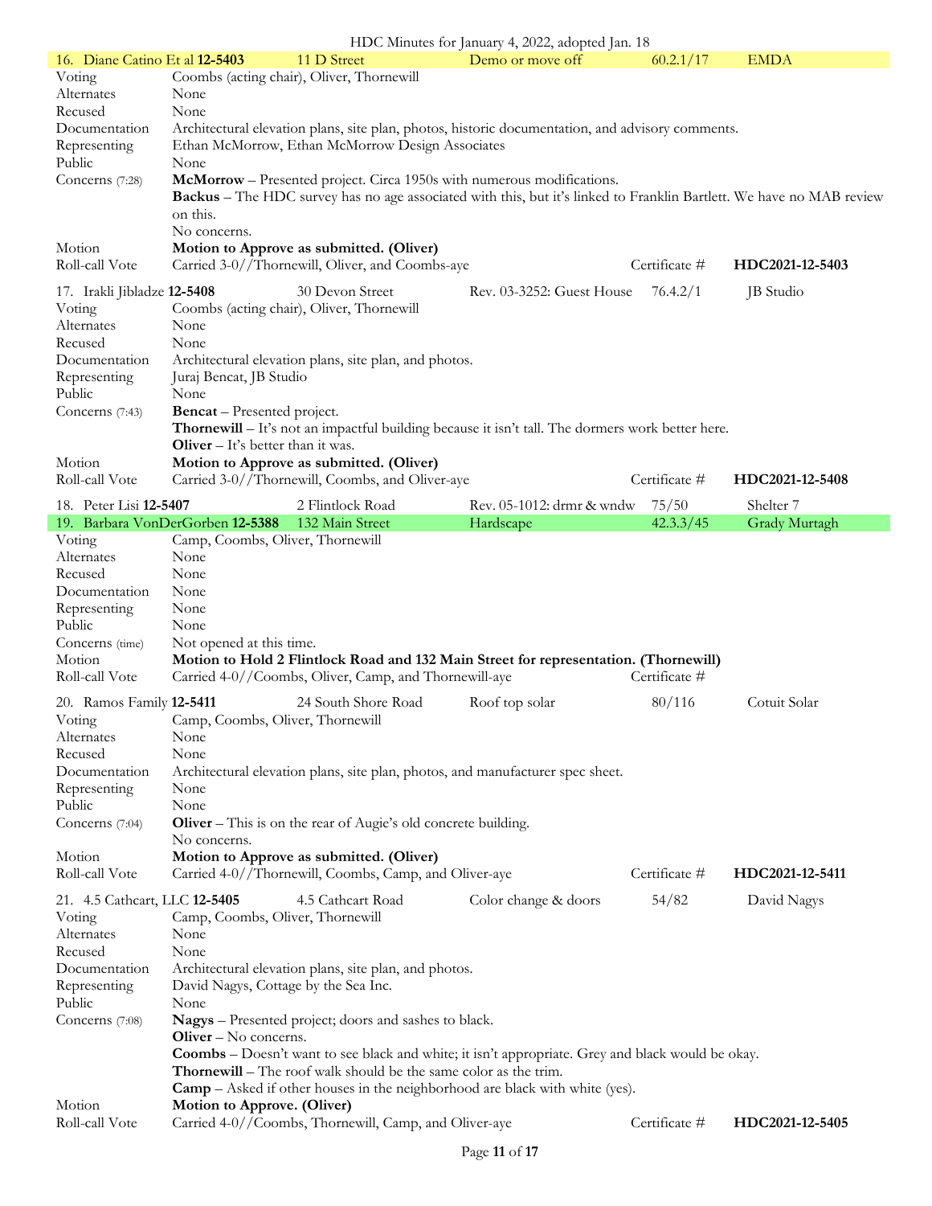| 16. Diane Catino Et al **12-5403** | 11 D Street | Demo or move off | 60.2.1/17 | EMDA |
|---|---|---|---|---|
| Voting | Coombs (acting chair), Oliver, Thornewill | | | |
| Alternates | None | | | |
| Recused | None | | | |
| Documentation | Architectural elevation plans, site plan, photos, historic documentation, and advisory comments. | | | |
| Representing | Ethan McMorrow, Ethan McMorrow Design Associates | | | |
| Public | None | | | |
| Concerns (7:28) | **McMorrow** – Presented project. Circa 1950s with numerous modifications. **Backus** – The HDC survey has no age associated with this, but it's linked to Franklin Bartlett. We have no MAB review on this. No concerns. | | | |
| Motion | **Motion to Approve as submitted. (Oliver)** | | | |
| Roll-call Vote | Carried 3-0//Thornewill, Oliver, and Coombs-aye | | Certificate # | **HDC2021-12-5403** |

| 17. Irakli Jibladze **12-5408** | 30 Devon Street | Rev. 03-3252: Guest House | 76.4.2/1 | JB Studio |
|---|---|---|---|---|
| Voting | Coombs (acting chair), Oliver, Thornewill | | | |
| Alternates | None | | | |
| Recused | None | | | |
| Documentation | Architectural elevation plans, site plan, and photos. | | | |
| Representing | Juraj Bencat, JB Studio | | | |
| Public | None | | | |
| Concerns (7:43) | **Bencat** – Presented project. **Thornewill** – It's not an impactful building because it isn't tall. The dormers work better here. **Oliver** – It's better than it was. | | | |
| Motion | **Motion to Approve as submitted. (Oliver)** | | | |
| Roll-call Vote | Carried 3-0//Thornewill, Coombs, and Oliver-aye | | Certificate # | **HDC2021-12-5408** |

| 18. Peter Lisi **12-5407** | 2 Flintlock Road | Rev. 05-1012: drmr & wndw | 75/50 | Shelter 7 |
|---|---|---|---|---|
| 19. Barbara VonDerGorben **12-5388** | 132 Main Street | Hardscape | 42.3.3/45 | Grady Murtagh |
| Voting | Camp, Coombs, Oliver, Thornewill | | | |
| Alternates | None | | | |
| Recused | None | | | |
| Documentation | None | | | |
| Representing | None | | | |
| Public | None | | | |
| Concerns (time) | Not opened at this time. | | | |
| Motion | **Motion to Hold 2 Flintlock Road and 132 Main Street for representation. (Thornewill)** | | | |
| Roll-call Vote | Carried 4-0//Coombs, Oliver, Camp, and Thornewill-aye | | Certificate # | |

| 20. Ramos Family **12-5411** | 24 South Shore Road | Roof top solar | 80/116 | Cotuit Solar |
|---|---|---|---|---|
| Voting | Camp, Coombs, Oliver, Thornewill | | | |
| Alternates | None | | | |
| Recused | None | | | |
| Documentation | Architectural elevation plans, site plan, photos, and manufacturer spec sheet. | | | |
| Representing | None | | | |
| Public | None | | | |
| Concerns (7:04) | **Oliver** – This is on the rear of Augie's old concrete building. No concerns. | | | |
| Motion | **Motion to Approve as submitted. (Oliver)** | | | |
| Roll-call Vote | Carried 4-0//Thornewill, Coombs, Camp, and Oliver-aye | | Certificate # | **HDC2021-12-5411** |

| 21. 4.5 Cathcart, LLC **12-5405** | 4.5 Cathcart Road | Color change & doors | 54/82 | David Nagys |
|---|---|---|---|---|
| Voting | Camp, Coombs, Oliver, Thornewill | | | |
| Alternates | None | | | |
| Recused | None | | | |
| Documentation | Architectural elevation plans, site plan, and photos. | | | |
| Representing | David Nagys, Cottage by the Sea Inc. | | | |
| Public | None | | | |
| Concerns (7:08) | **Nagys** – Presented project; doors and sashes to black. **Oliver** – No concerns. **Coombs** – Doesn't want to see black and white; it isn't appropriate. Grey and black would be okay. **Thornewill** – The roof walk should be the same color as the trim. **Camp** – Asked if other houses in the neighborhood are black with white (yes). | | | |
| Motion | **Motion to Approve. (Oliver)** | | | |
| Roll-call Vote | Carried 4-0//Coombs, Thornewill, Camp, and Oliver-aye | | Certificate # | **HDC2021-12-5405** |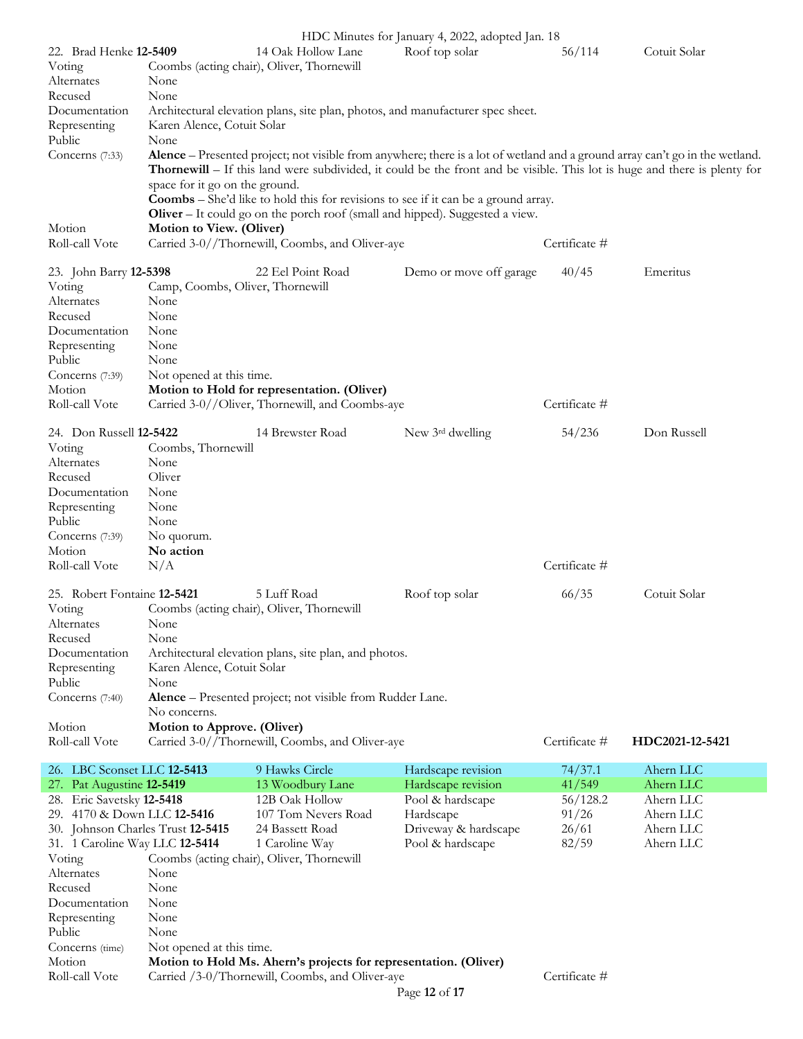22. Brad Henke **12-5409** | 14 Oak Hollow Lane | Roof top solar | 56/114 | Cotuit Solar

| | |
|---|---|
| Voting | Coombs (acting chair), Oliver, Thornewill |
| Alternates | None |
| Recused | None |
| Documentation | Architectural elevation plans, site plan, photos, and manufacturer spec sheet. |
| Representing | Karen Alence, Cotuit Solar |
| Public | None |
| Concerns (7:33) | **Alence** – Presented project; not visible from anywhere; there is a lot of wetland and a ground array can't go in the wetland. **Thornewill** – If this land were subdivided, it could be the front and be visible. This lot is huge and there is plenty for space for it go on the ground. **Coombs** – She'd like to hold this for revisions to see if it can be a ground array. **Oliver** – It could go on the porch roof (small and hipped). Suggested a view. |
| Motion | **Motion to View. (Oliver)** |
| Roll-call Vote | Carried 3-0//Thornewill, Coombs, and Oliver-aye — Certificate # |

23. John Barry **12-5398** | 22 Eel Point Road | Demo or move off garage | 40/45 | Emeritus

| | |
|---|---|
| Voting | Camp, Coombs, Oliver, Thornewill |
| Alternates | None |
| Recused | None |
| Documentation | None |
| Representing | None |
| Public | None |
| Concerns (7:39) | Not opened at this time. |
| Motion | **Motion to Hold for representation. (Oliver)** |
| Roll-call Vote | Carried 3-0//Oliver, Thornewill, and Coombs-aye — Certificate # |

24. Don Russell **12-5422** | 14 Brewster Road | New 3rd dwelling | 54/236 | Don Russell

| | |
|---|---|
| Voting | Coombs, Thornewill |
| Alternates | None |
| Recused | Oliver |
| Documentation | None |
| Representing | None |
| Public | None |
| Concerns (7:39) | No quorum. |
| Motion | **No action** |
| Roll-call Vote | N/A — Certificate # |

25. Robert Fontaine **12-5421** | 5 Luff Road | Roof top solar | 66/35 | Cotuit Solar

| | |
|---|---|
| Voting | Coombs (acting chair), Oliver, Thornewill |
| Alternates | None |
| Recused | None |
| Documentation | Architectural elevation plans, site plan, and photos. |
| Representing | Karen Alence, Cotuit Solar |
| Public | None |
| Concerns (7:40) | **Alence** – Presented project; not visible from Rudder Lane. No concerns. |
| Motion | **Motion to Approve. (Oliver)** |
| Roll-call Vote | Carried 3-0//Thornewill, Coombs, and Oliver-aye — Certificate # **HDC2021-12-5421** |

| | | | | |
|---|---|---|---|---|
| 26. LBC Sconset LLC **12-5413** | 9 Hawks Circle | Hardscape revision | 74/37.1 | Ahern LLC |
| 27. Pat Augustine **12-5419** | 13 Woodbury Lane | Hardscape revision | 41/549 | Ahern LLC |
| 28. Eric Savetsky **12-5418** | 12B Oak Hollow | Pool & hardscape | 56/128.2 | Ahern LLC |
| 29. 4170 & Down LLC **12-5416** | 107 Tom Nevers Road | Hardscape | 91/26 | Ahern LLC |
| 30. Johnson Charles Trust **12-5415** | 24 Bassett Road | Driveway & hardscape | 26/61 | Ahern LLC |
| 31. 1 Caroline Way LLC **12-5414** | 1 Caroline Way | Pool & hardscape | 82/59 | Ahern LLC |

| | |
|---|---|
| Voting | Coombs (acting chair), Oliver, Thornewill |
| Alternates | None |
| Recused | None |
| Documentation | None |
| Representing | None |
| Public | None |
| Concerns (time) | Not opened at this time. |
| Motion | **Motion to Hold Ms. Ahern's projects for representation. (Oliver)** |
| Roll-call Vote | Carried /3-0/Thornewill, Coombs, and Oliver-aye — Certificate # |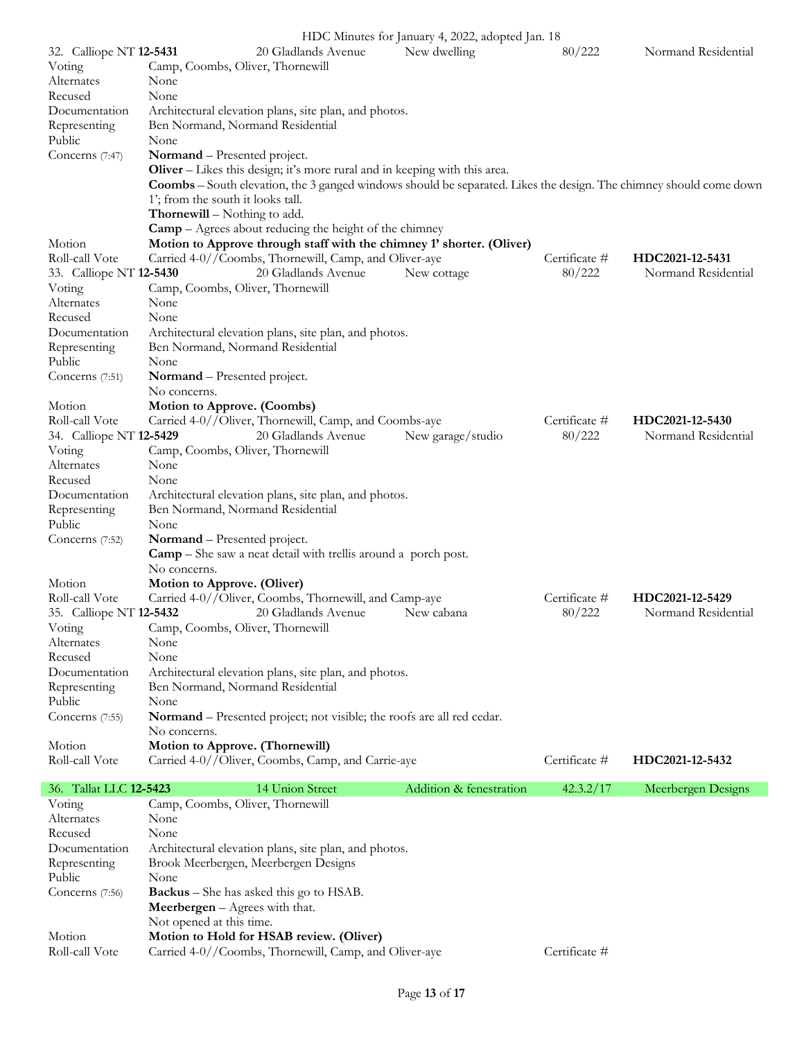| 32. Calliope NT **12-5431** | 20 Gladlands Avenue | New dwelling | 80/222 | Normand Residential |
|---|---|---|---|---|
| Voting | Camp, Coombs, Oliver, Thornewill | | | |
| Alternates | None | | | |
| Recused | None | | | |
| Documentation | Architectural elevation plans, site plan, and photos. | | | |
| Representing | Ben Normand, Normand Residential | | | |
| Public | None | | | |
| Concerns (7:47) | **Normand** – Presented project.<br>**Oliver** – Likes this design; it's more rural and in keeping with this area.<br>**Coombs** – South elevation, the 3 ganged windows should be separated. Likes the design. The chimney should come down 1'; from the south it looks tall.<br>**Thornewill** – Nothing to add.<br>**Camp** – Agrees about reducing the height of the chimney | | | |
| Motion | **Motion to Approve through staff with the chimney 1' shorter. (Oliver)** | | | |
| Roll-call Vote | Carried 4-0//Coombs, Thornewill, Camp, and Oliver-aye | | Certificate # | **HDC2021-12-5431** |

| 33. Calliope NT **12-5430** | 20 Gladlands Avenue | New cottage | 80/222 | Normand Residential |
|---|---|---|---|---|
| Voting | Camp, Coombs, Oliver, Thornewill | | | |
| Alternates | None | | | |
| Recused | None | | | |
| Documentation | Architectural elevation plans, site plan, and photos. | | | |
| Representing | Ben Normand, Normand Residential | | | |
| Public | None | | | |
| Concerns (7:51) | **Normand** – Presented project.<br>No concerns. | | | |
| Motion | **Motion to Approve. (Coombs)** | | | |
| Roll-call Vote | Carried 4-0//Oliver, Thornewill, Camp, and Coombs-aye | | Certificate # | **HDC2021-12-5430** |

| 34. Calliope NT **12-5429** | 20 Gladlands Avenue | New garage/studio | 80/222 | Normand Residential |
|---|---|---|---|---|
| Voting | Camp, Coombs, Oliver, Thornewill | | | |
| Alternates | None | | | |
| Recused | None | | | |
| Documentation | Architectural elevation plans, site plan, and photos. | | | |
| Representing | Ben Normand, Normand Residential | | | |
| Public | None | | | |
| Concerns (7:52) | **Normand** – Presented project.<br>**Camp** – She saw a neat detail with trellis around a porch post.<br>No concerns. | | | |
| Motion | **Motion to Approve. (Oliver)** | | | |
| Roll-call Vote | Carried 4-0//Oliver, Coombs, Thornewill, and Camp-aye | | Certificate # | **HDC2021-12-5429** |

| 35. Calliope NT **12-5432** | 20 Gladlands Avenue | New cabana | 80/222 | Normand Residential |
|---|---|---|---|---|
| Voting | Camp, Coombs, Oliver, Thornewill | | | |
| Alternates | None | | | |
| Recused | None | | | |
| Documentation | Architectural elevation plans, site plan, and photos. | | | |
| Representing | Ben Normand, Normand Residential | | | |
| Public | None | | | |
| Concerns (7:55) | **Normand** – Presented project; not visible; the roofs are all red cedar.<br>No concerns. | | | |
| Motion | **Motion to Approve. (Thornewill)** | | | |
| Roll-call Vote | Carried 4-0//Oliver, Coombs, Camp, and Carrie-aye | | Certificate # | **HDC2021-12-5432** |

| 36. Tallat LLC **12-5423** | 14 Union Street | Addition & fenestration | 42.3.2/17 | Meerbergen Designs |
|---|---|---|---|---|
| Voting | Camp, Coombs, Oliver, Thornewill | | | |
| Alternates | None | | | |
| Recused | None | | | |
| Documentation | Architectural elevation plans, site plan, and photos. | | | |
| Representing | Brook Meerbergen, Meerbergen Designs | | | |
| Public | None | | | |
| Concerns (7:56) | **Backus** – She has asked this go to HSAB.<br>**Meerbergen** – Agrees with that.<br>Not opened at this time. | | | |
| Motion | **Motion to Hold for HSAB review. (Oliver)** | | | |
| Roll-call Vote | Carried 4-0//Coombs, Thornewill, Camp, and Oliver-aye | | Certificate # | |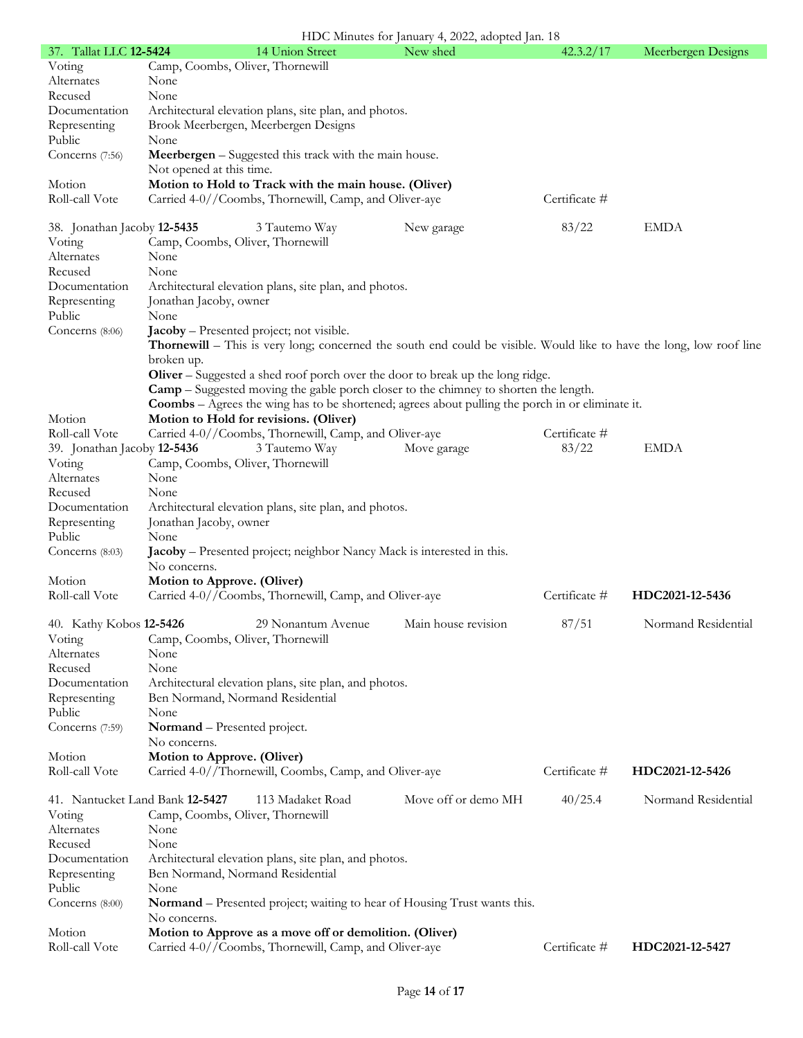| 37. Tallat LLC **12-5424** | 14 Union Street | New shed | 42.3.2/17 | Meerbergen Designs |
|---|---|---|---|---|

Voting: Camp, Coombs, Oliver, Thornewill
Alternates: None
Recused: None
Documentation: Architectural elevation plans, site plan, and photos.
Representing: Brook Meerbergen, Meerbergen Designs
Public: None
Concerns (7:56): **Meerbergen** – Suggested this track with the main house.
Not opened at this time.
Motion: **Motion to Hold to Track with the main house. (Oliver)**
Roll-call Vote: Carried 4-0//Coombs, Thornewill, Camp, and Oliver-aye — Certificate #

| 38. Jonathan Jacoby **12-5435** | 3 Tautemo Way | New garage | 83/22 | EMDA |
|---|---|---|---|---|

Voting: Camp, Coombs, Oliver, Thornewill
Alternates: None
Recused: None
Documentation: Architectural elevation plans, site plan, and photos.
Representing: Jonathan Jacoby, owner
Public: None
Concerns (8:06): **Jacoby** – Presented project; not visible.
**Thornewill** – This is very long; concerned the south end could be visible. Would like to have the long, low roof line broken up.
**Oliver** – Suggested a shed roof porch over the door to break up the long ridge.
**Camp** – Suggested moving the gable porch closer to the chimney to shorten the length.
**Coombs** – Agrees the wing has to be shortened; agrees about pulling the porch in or eliminate it.
Motion: **Motion to Hold for revisions. (Oliver)**
Roll-call Vote: Carried 4-0//Coombs, Thornewill, Camp, and Oliver-aye — Certificate #

| 39. Jonathan Jacoby **12-5436** | 3 Tautemo Way | Move garage | 83/22 | EMDA |
|---|---|---|---|---|

Voting: Camp, Coombs, Oliver, Thornewill
Alternates: None
Recused: None
Documentation: Architectural elevation plans, site plan, and photos.
Representing: Jonathan Jacoby, owner
Public: None
Concerns (8:03): **Jacoby** – Presented project; neighbor Nancy Mack is interested in this.
No concerns.
Motion: **Motion to Approve. (Oliver)**
Roll-call Vote: Carried 4-0//Coombs, Thornewill, Camp, and Oliver-aye — Certificate # **HDC2021-12-5436**

| 40. Kathy Kobos **12-5426** | 29 Nonantum Avenue | Main house revision | 87/51 | Normand Residential |
|---|---|---|---|---|

Voting: Camp, Coombs, Oliver, Thornewill
Alternates: None
Recused: None
Documentation: Architectural elevation plans, site plan, and photos.
Representing: Ben Normand, Normand Residential
Public: None
Concerns (7:59): **Normand** – Presented project.
No concerns.
Motion: **Motion to Approve. (Oliver)**
Roll-call Vote: Carried 4-0//Thornewill, Coombs, Camp, and Oliver-aye — Certificate # **HDC2021-12-5426**

| 41. Nantucket Land Bank **12-5427** | 113 Madaket Road | Move off or demo MH | 40/25.4 | Normand Residential |
|---|---|---|---|---|

Voting: Camp, Coombs, Oliver, Thornewill
Alternates: None
Recused: None
Documentation: Architectural elevation plans, site plan, and photos.
Representing: Ben Normand, Normand Residential
Public: None
Concerns (8:00): **Normand** – Presented project; waiting to hear of Housing Trust wants this.
No concerns.
Motion: **Motion to Approve as a move off or demolition. (Oliver)**
Roll-call Vote: Carried 4-0//Coombs, Thornewill, Camp, and Oliver-aye — Certificate # **HDC2021-12-5427**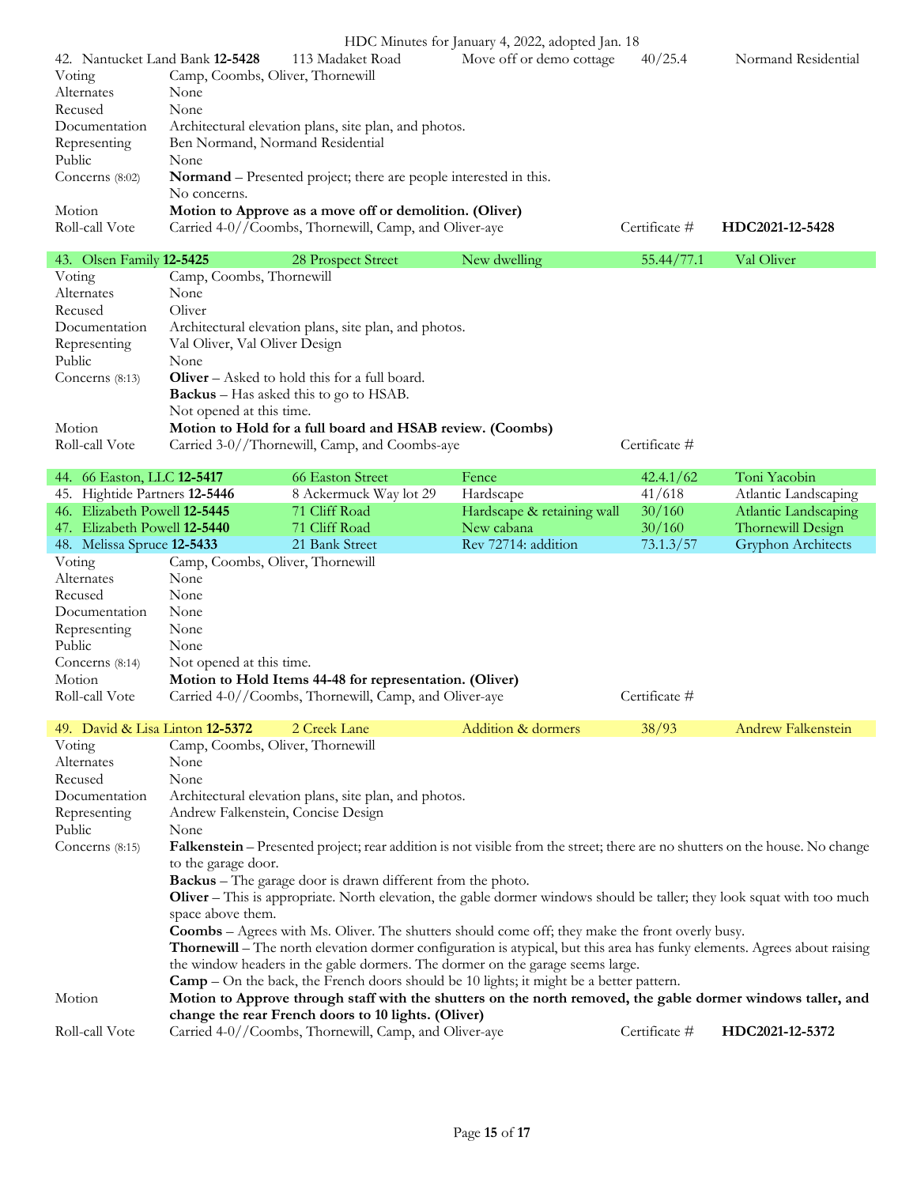| Item | Applicant | Address | Project | Map/Parcel | Representative |
|---|---|---|---|---|---|
| 42. | Nantucket Land Bank **12-5428** | 113 Madaket Road | Move off or demo cottage | 40/25.4 | Normand Residential |

| | |
|---|---|
| Voting | Camp, Coombs, Oliver, Thornewill |
| Alternates | None |
| Recused | None |
| Documentation | Architectural elevation plans, site plan, and photos. |
| Representing | Ben Normand, Normand Residential |
| Public | None |
| Concerns (8:02) | **Normand** – Presented project; there are people interested in this.<br>No concerns. |
| Motion | **Motion to Approve as a move off or demolition. (Oliver)** |
| Roll-call Vote | Carried 4-0//Coombs, Thornewill, Camp, and Oliver-aye — Certificate # **HDC2021-12-5428** |

| Item | Applicant | Address | Project | Map/Parcel | Representative |
|---|---|---|---|---|---|
| 43. | Olsen Family **12-5425** | 28 Prospect Street | New dwelling | 55.44/77.1 | Val Oliver |

| | |
|---|---|
| Voting | Camp, Coombs, Thornewill |
| Alternates | None |
| Recused | Oliver |
| Documentation | Architectural elevation plans, site plan, and photos. |
| Representing | Val Oliver, Val Oliver Design |
| Public | None |
| Concerns (8:13) | **Oliver** – Asked to hold this for a full board.<br>**Backus** – Has asked this to go to HSAB.<br>Not opened at this time. |
| Motion | **Motion to Hold for a full board and HSAB review. (Coombs)** |
| Roll-call Vote | Carried 3-0//Thornewill, Camp, and Coombs-aye — Certificate # |

| Item | Applicant | Address | Project | Map/Parcel | Representative |
|---|---|---|---|---|---|
| 44. | 66 Easton, LLC **12-5417** | 66 Easton Street | Fence | 42.4.1/62 | Toni Yacobin |
| 45. | Hightide Partners **12-5446** | 8 Ackermuck Way lot 29 | Hardscape | 41/618 | Atlantic Landscaping |
| 46. | Elizabeth Powell **12-5445** | 71 Cliff Road | Hardscape & retaining wall | 30/160 | Atlantic Landscaping |
| 47. | Elizabeth Powell **12-5440** | 71 Cliff Road | New cabana | 30/160 | Thornewill Design |
| 48. | Melissa Spruce **12-5433** | 21 Bank Street | Rev 72714: addition | 73.1.3/57 | Gryphon Architects |

| | |
|---|---|
| Voting | Camp, Coombs, Oliver, Thornewill |
| Alternates | None |
| Recused | None |
| Documentation | None |
| Representing | None |
| Public | None |
| Concerns (8:14) | Not opened at this time. |
| Motion | **Motion to Hold Items 44-48 for representation. (Oliver)** |
| Roll-call Vote | Carried 4-0//Coombs, Thornewill, Camp, and Oliver-aye — Certificate # |

| Item | Applicant | Address | Project | Map/Parcel | Representative |
|---|---|---|---|---|---|
| 49. | David & Lisa Linton **12-5372** | 2 Creek Lane | Addition & dormers | 38/93 | Andrew Falkenstein |

| | |
|---|---|
| Voting | Camp, Coombs, Oliver, Thornewill |
| Alternates | None |
| Recused | None |
| Documentation | Architectural elevation plans, site plan, and photos. |
| Representing | Andrew Falkenstein, Concise Design |
| Public | None |
| Concerns (8:15) | **Falkenstein** – Presented project; rear addition is not visible from the street; there are no shutters on the house. No change to the garage door.<br>**Backus** – The garage door is drawn different from the photo.<br>**Oliver** – This is appropriate. North elevation, the gable dormer windows should be taller; they look squat with too much space above them.<br>**Coombs** – Agrees with Ms. Oliver. The shutters should come off; they make the front overly busy.<br>**Thornewill** – The north elevation dormer configuration is atypical, but this area has funky elements. Agrees about raising the window headers in the gable dormers. The dormer on the garage seems large.<br>**Camp** – On the back, the French doors should be 10 lights; it might be a better pattern. |
| Motion | **Motion to Approve through staff with the shutters on the north removed, the gable dormer windows taller, and change the rear French doors to 10 lights. (Oliver)** |
| Roll-call Vote | Carried 4-0//Coombs, Thornewill, Camp, and Oliver-aye — Certificate # **HDC2021-12-5372** |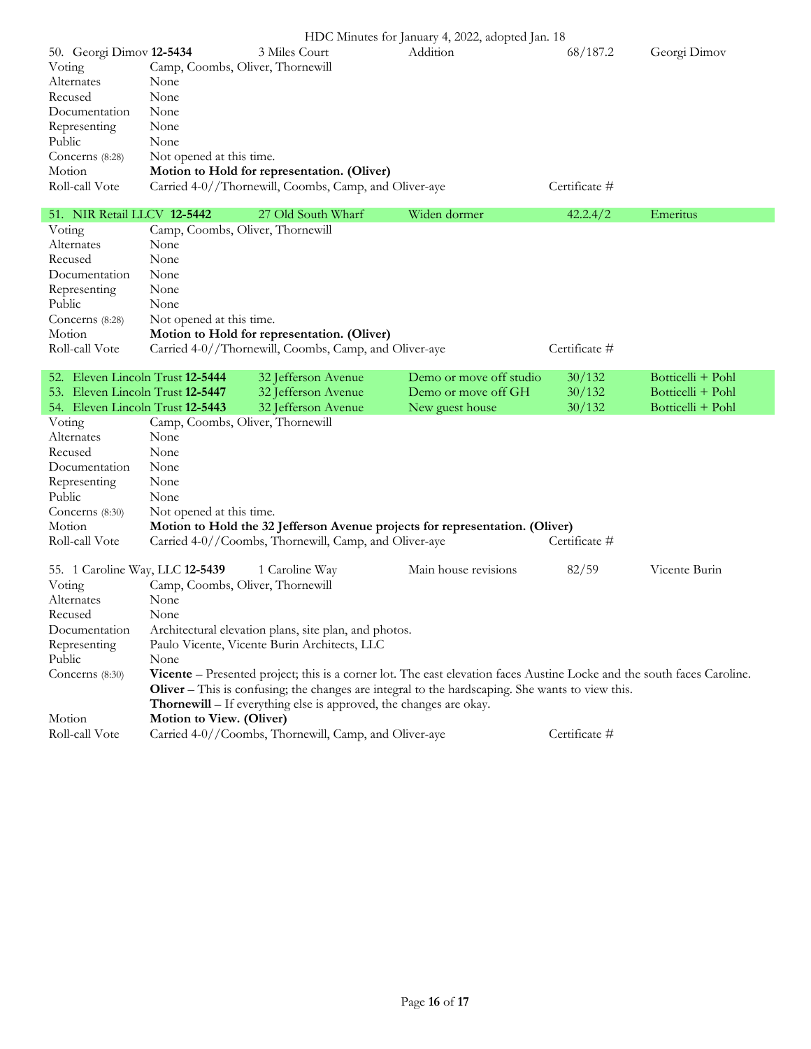| 50. Georgi Dimov **12-5434** | 3 Miles Court | Addition | 68/187.2 | Georgi Dimov |
|---|---|---|---|---|

Voting: Camp, Coombs, Oliver, Thornewill
Alternates: None
Recused: None
Documentation: None
Representing: None
Public: None
Concerns (8:28): Not opened at this time.
Motion: **Motion to Hold for representation. (Oliver)**
Roll-call Vote: Carried 4-0//Thornewill, Coombs, Camp, and Oliver-aye — Certificate #

| 51. NIR Retail LLCV **12-5442** | 27 Old South Wharf | Widen dormer | 42.2.4/2 | Emeritus |
|---|---|---|---|---|

Voting: Camp, Coombs, Oliver, Thornewill
Alternates: None
Recused: None
Documentation: None
Representing: None
Public: None
Concerns (8:28): Not opened at this time.
Motion: **Motion to Hold for representation. (Oliver)**
Roll-call Vote: Carried 4-0//Thornewill, Coombs, Camp, and Oliver-aye — Certificate #

| 52. Eleven Lincoln Trust **12-5444** | 32 Jefferson Avenue | Demo or move off studio | 30/132 | Botticelli + Pohl |
|---|---|---|---|---|
| 53. Eleven Lincoln Trust **12-5447** | 32 Jefferson Avenue | Demo or move off GH | 30/132 | Botticelli + Pohl |
| 54. Eleven Lincoln Trust **12-5443** | 32 Jefferson Avenue | New guest house | 30/132 | Botticelli + Pohl |

Voting: Camp, Coombs, Oliver, Thornewill
Alternates: None
Recused: None
Documentation: None
Representing: None
Public: None
Concerns (8:30): Not opened at this time.
Motion: **Motion to Hold the 32 Jefferson Avenue projects for representation. (Oliver)**
Roll-call Vote: Carried 4-0//Coombs, Thornewill, Camp, and Oliver-aye — Certificate #

| 55. 1 Caroline Way, LLC **12-5439** | 1 Caroline Way | Main house revisions | 82/59 | Vicente Burin |
|---|---|---|---|---|

Voting: Camp, Coombs, Oliver, Thornewill
Alternates: None
Recused: None
Documentation: Architectural elevation plans, site plan, and photos.
Representing: Paulo Vicente, Vicente Burin Architects, LLC
Public: None
Concerns (8:30):
**Vicente** – Presented project; this is a corner lot. The east elevation faces Austine Locke and the south faces Caroline.
**Oliver** – This is confusing; the changes are integral to the hardscaping. She wants to view this.
**Thornewill** – If everything else is approved, the changes are okay.
Motion: **Motion to View. (Oliver)**
Roll-call Vote: Carried 4-0//Coombs, Thornewill, Camp, and Oliver-aye — Certificate #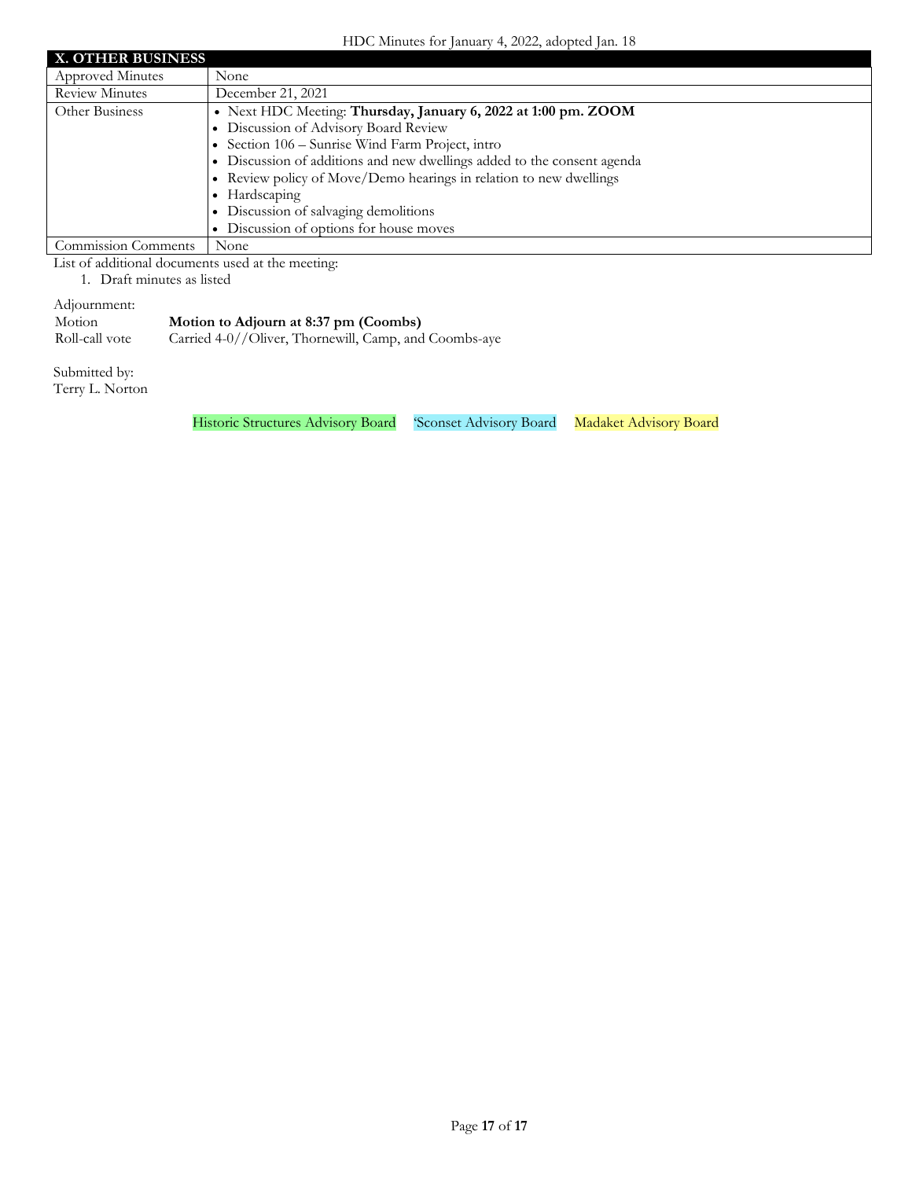| X. OTHER BUSINESS | |
|---|---|
| Approved Minutes | None |
| Review Minutes | December 21, 2021 |
| Other Business | • Next HDC Meeting: **Thursday, January 6, 2022 at 1:00 pm. ZOOM**<br>• Discussion of Advisory Board Review<br>• Section 106 – Sunrise Wind Farm Project, intro<br>• Discussion of additions and new dwellings added to the consent agenda<br>• Review policy of Move/Demo hearings in relation to new dwellings<br>• Hardscaping<br>• Discussion of salvaging demolitions<br>• Discussion of options for house moves |
| Commission Comments | None |

List of additional documents used at the meeting:

1. Draft minutes as listed

Adjournment:

| | |
|---|---|
| Motion | **Motion to Adjourn at 8:37 pm (Coombs)** |
| Roll-call vote | Carried 4-0//Oliver, Thornewill, Camp, and Coombs-aye |

Submitted by:
Terry L. Norton

Historic Structures Advisory Board 'Sconset Advisory Board Madaket Advisory Board